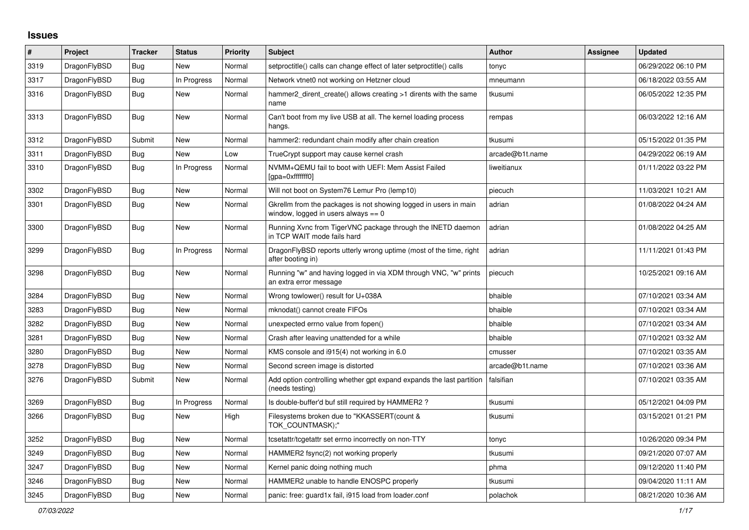# Issues

| # | Project | Tracker | Status | Priority | Subject | Author | Assignee | Updated |
|---|---|---|---|---|---|---|---|---|
| 3319 | DragonFlyBSD | Bug | New | Normal | setproctitle() calls can change effect of later setproctitle() calls | tonyc | | 06/29/2022 06:10 PM |
| 3317 | DragonFlyBSD | Bug | In Progress | Normal | Network vtnet0 not working on Hetzner cloud | mneumann | | 06/18/2022 03:55 AM |
| 3316 | DragonFlyBSD | Bug | New | Normal | hammer2_dirent_create() allows creating >1 dirents with the same name | tkusumi | | 06/05/2022 12:35 PM |
| 3313 | DragonFlyBSD | Bug | New | Normal | Can't boot from my live USB at all. The kernel loading process hangs. | rempas | | 06/03/2022 12:16 AM |
| 3312 | DragonFlyBSD | Submit | New | Normal | hammer2: redundant chain modify after chain creation | tkusumi | | 05/15/2022 01:35 PM |
| 3311 | DragonFlyBSD | Bug | New | Low | TrueCrypt support may cause kernel crash | arcade@b1t.name | | 04/29/2022 06:19 AM |
| 3310 | DragonFlyBSD | Bug | In Progress | Normal | NVMM+QEMU fail to boot with UEFI: Mem Assist Failed [gpa=0xfffffff0] | liweitianux | | 01/11/2022 03:22 PM |
| 3302 | DragonFlyBSD | Bug | New | Normal | Will not boot on System76 Lemur Pro (lemp10) | piecuch | | 11/03/2021 10:21 AM |
| 3301 | DragonFlyBSD | Bug | New | Normal | Gkrellm from the packages is not showing logged in users in main window, logged in users always == 0 | adrian | | 01/08/2022 04:24 AM |
| 3300 | DragonFlyBSD | Bug | New | Normal | Running Xvnc from TigerVNC package through the INETD daemon in TCP WAIT mode fails hard | adrian | | 01/08/2022 04:25 AM |
| 3299 | DragonFlyBSD | Bug | In Progress | Normal | DragonFlyBSD reports utterly wrong uptime (most of the time, right after booting in) | adrian | | 11/11/2021 01:43 PM |
| 3298 | DragonFlyBSD | Bug | New | Normal | Running "w" and having logged in via XDM through VNC, "w" prints an extra error message | piecuch | | 10/25/2021 09:16 AM |
| 3284 | DragonFlyBSD | Bug | New | Normal | Wrong towlower() result for U+038A | bhaible | | 07/10/2021 03:34 AM |
| 3283 | DragonFlyBSD | Bug | New | Normal | mknodat() cannot create FIFOs | bhaible | | 07/10/2021 03:34 AM |
| 3282 | DragonFlyBSD | Bug | New | Normal | unexpected errno value from fopen() | bhaible | | 07/10/2021 03:34 AM |
| 3281 | DragonFlyBSD | Bug | New | Normal | Crash after leaving unattended for a while | bhaible | | 07/10/2021 03:32 AM |
| 3280 | DragonFlyBSD | Bug | New | Normal | KMS console and i915(4) not working in 6.0 | cmusser | | 07/10/2021 03:35 AM |
| 3278 | DragonFlyBSD | Bug | New | Normal | Second screen image is distorted | arcade@b1t.name | | 07/10/2021 03:36 AM |
| 3276 | DragonFlyBSD | Submit | New | Normal | Add option controlling whether gpt expand expands the last partition (needs testing) | falsifian | | 07/10/2021 03:35 AM |
| 3269 | DragonFlyBSD | Bug | In Progress | Normal | Is double-buffer'd buf still required by HAMMER2 ? | tkusumi | | 05/12/2021 04:09 PM |
| 3266 | DragonFlyBSD | Bug | New | High | Filesystems broken due to "KKASSERT(count & TOK_COUNTMASK);" | tkusumi | | 03/15/2021 01:21 PM |
| 3252 | DragonFlyBSD | Bug | New | Normal | tcsetattr/tcgetattr set errno incorrectly on non-TTY | tonyc | | 10/26/2020 09:34 PM |
| 3249 | DragonFlyBSD | Bug | New | Normal | HAMMER2 fsync(2) not working properly | tkusumi | | 09/21/2020 07:07 AM |
| 3247 | DragonFlyBSD | Bug | New | Normal | Kernel panic doing nothing much | phma | | 09/12/2020 11:40 PM |
| 3246 | DragonFlyBSD | Bug | New | Normal | HAMMER2 unable to handle ENOSPC properly | tkusumi | | 09/04/2020 11:11 AM |
| 3245 | DragonFlyBSD | Bug | New | Normal | panic: free: guard1x fail, i915 load from loader.conf | polachok | | 08/21/2020 10:36 AM |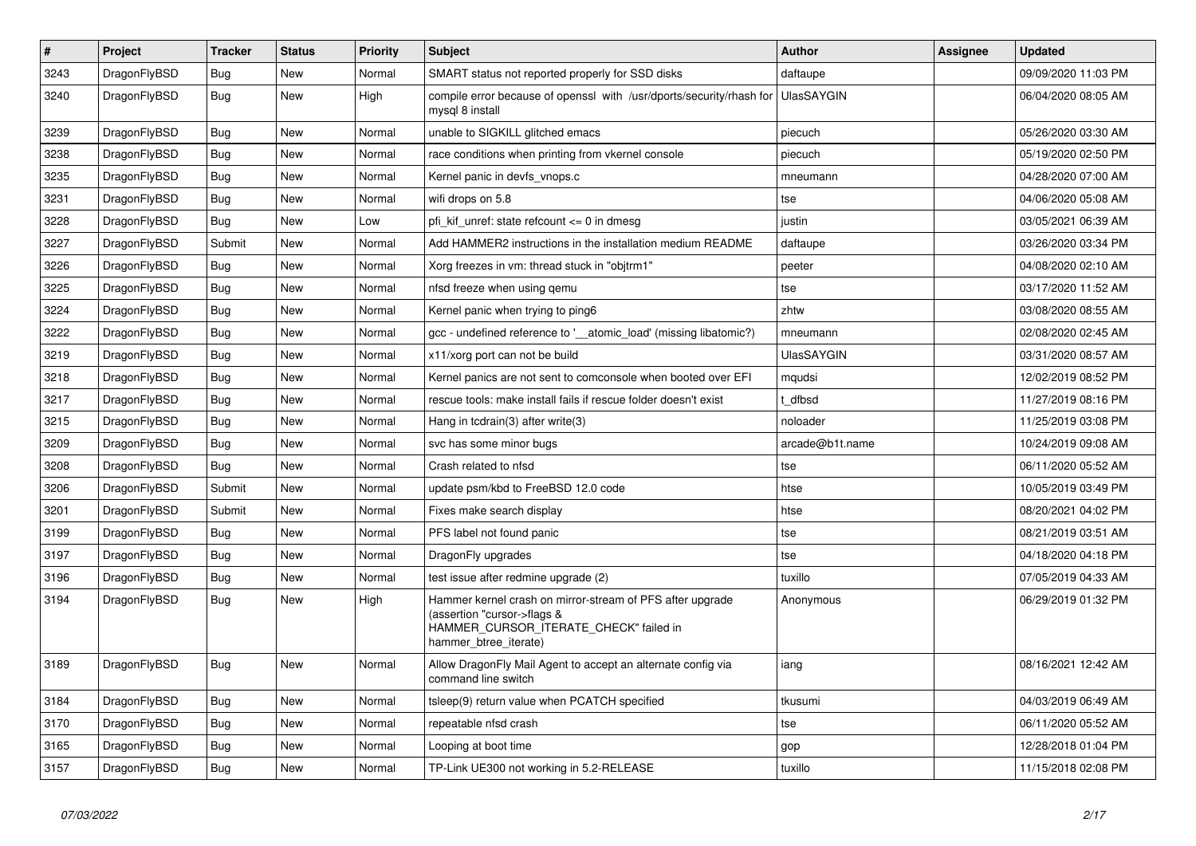| # | Project | Tracker | Status | Priority | Subject | Author | Assignee | Updated |
|---|---|---|---|---|---|---|---|---|
| 3243 | DragonFlyBSD | Bug | New | Normal | SMART status not reported properly for SSD disks | daftaupe | | 09/09/2020 11:03 PM |
| 3240 | DragonFlyBSD | Bug | New | High | compile error because of openssl with /usr/dports/security/rhash for mysql 8 install | UlasSAYGIN | | 06/04/2020 08:05 AM |
| 3239 | DragonFlyBSD | Bug | New | Normal | unable to SIGKILL glitched emacs | piecuch | | 05/26/2020 03:30 AM |
| 3238 | DragonFlyBSD | Bug | New | Normal | race conditions when printing from vkernel console | piecuch | | 05/19/2020 02:50 PM |
| 3235 | DragonFlyBSD | Bug | New | Normal | Kernel panic in devfs_vnops.c | mneumann | | 04/28/2020 07:00 AM |
| 3231 | DragonFlyBSD | Bug | New | Normal | wifi drops on 5.8 | tse | | 04/06/2020 05:08 AM |
| 3228 | DragonFlyBSD | Bug | New | Low | pfi_kif_unref: state refcount <= 0 in dmesg | justin | | 03/05/2021 06:39 AM |
| 3227 | DragonFlyBSD | Submit | New | Normal | Add HAMMER2 instructions in the installation medium README | daftaupe | | 03/26/2020 03:34 PM |
| 3226 | DragonFlyBSD | Bug | New | Normal | Xorg freezes in vm: thread stuck in "objtrm1" | peeter | | 04/08/2020 02:10 AM |
| 3225 | DragonFlyBSD | Bug | New | Normal | nfsd freeze when using qemu | tse | | 03/17/2020 11:52 AM |
| 3224 | DragonFlyBSD | Bug | New | Normal | Kernel panic when trying to ping6 | zhtw | | 03/08/2020 08:55 AM |
| 3222 | DragonFlyBSD | Bug | New | Normal | gcc - undefined reference to '__atomic_load' (missing libatomic?) | mneumann | | 02/08/2020 02:45 AM |
| 3219 | DragonFlyBSD | Bug | New | Normal | x11/xorg port can not be build | UlasSAYGIN | | 03/31/2020 08:57 AM |
| 3218 | DragonFlyBSD | Bug | New | Normal | Kernel panics are not sent to comconsole when booted over EFI | mqudsi | | 12/02/2019 08:52 PM |
| 3217 | DragonFlyBSD | Bug | New | Normal | rescue tools: make install fails if rescue folder doesn't exist | t_dfbsd | | 11/27/2019 08:16 PM |
| 3215 | DragonFlyBSD | Bug | New | Normal | Hang in tcdrain(3) after write(3) | noloader | | 11/25/2019 03:08 PM |
| 3209 | DragonFlyBSD | Bug | New | Normal | svc has some minor bugs | arcade@b1t.name | | 10/24/2019 09:08 AM |
| 3208 | DragonFlyBSD | Bug | New | Normal | Crash related to nfsd | tse | | 06/11/2020 05:52 AM |
| 3206 | DragonFlyBSD | Submit | New | Normal | update psm/kbd to FreeBSD 12.0 code | htse | | 10/05/2019 03:49 PM |
| 3201 | DragonFlyBSD | Submit | New | Normal | Fixes make search display | htse | | 08/20/2021 04:02 PM |
| 3199 | DragonFlyBSD | Bug | New | Normal | PFS label not found panic | tse | | 08/21/2019 03:51 AM |
| 3197 | DragonFlyBSD | Bug | New | Normal | DragonFly upgrades | tse | | 04/18/2020 04:18 PM |
| 3196 | DragonFlyBSD | Bug | New | Normal | test issue after redmine upgrade (2) | tuxillo | | 07/05/2019 04:33 AM |
| 3194 | DragonFlyBSD | Bug | New | High | Hammer kernel crash on mirror-stream of PFS after upgrade (assertion "cursor->flags & HAMMER_CURSOR_ITERATE_CHECK" failed in hammer_btree_iterate) | Anonymous | | 06/29/2019 01:32 PM |
| 3189 | DragonFlyBSD | Bug | New | Normal | Allow DragonFly Mail Agent to accept an alternate config via command line switch | iang | | 08/16/2021 12:42 AM |
| 3184 | DragonFlyBSD | Bug | New | Normal | tsleep(9) return value when PCATCH specified | tkusumi | | 04/03/2019 06:49 AM |
| 3170 | DragonFlyBSD | Bug | New | Normal | repeatable nfsd crash | tse | | 06/11/2020 05:52 AM |
| 3165 | DragonFlyBSD | Bug | New | Normal | Looping at boot time | gop | | 12/28/2018 01:04 PM |
| 3157 | DragonFlyBSD | Bug | New | Normal | TP-Link UE300 not working in 5.2-RELEASE | tuxillo | | 11/15/2018 02:08 PM |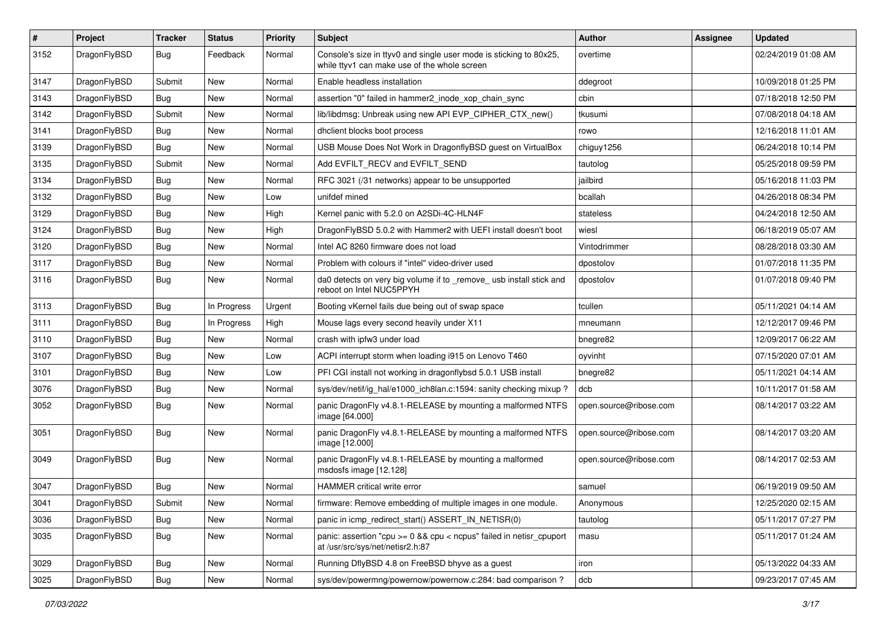| # | Project | Tracker | Status | Priority | Subject | Author | Assignee | Updated |
|---|---|---|---|---|---|---|---|---|
| 3152 | DragonFlyBSD | Bug | Feedback | Normal | Console's size in ttyv0 and single user mode is sticking to 80x25, while ttyv1 can make use of the whole screen | overtime | | 02/24/2019 01:08 AM |
| 3147 | DragonFlyBSD | Submit | New | Normal | Enable headless installation | ddegroot | | 10/09/2018 01:25 PM |
| 3143 | DragonFlyBSD | Bug | New | Normal | assertion "0" failed in hammer2_inode_xop_chain_sync | cbin | | 07/18/2018 12:50 PM |
| 3142 | DragonFlyBSD | Submit | New | Normal | lib/libdmsg: Unbreak using new API EVP_CIPHER_CTX_new() | tkusumi | | 07/08/2018 04:18 AM |
| 3141 | DragonFlyBSD | Bug | New | Normal | dhclient blocks boot process | rowo | | 12/16/2018 11:01 AM |
| 3139 | DragonFlyBSD | Bug | New | Normal | USB Mouse Does Not Work in DragonflyBSD guest on VirtualBox | chiguy1256 | | 06/24/2018 10:14 PM |
| 3135 | DragonFlyBSD | Submit | New | Normal | Add EVFILT_RECV and EVFILT_SEND | tautolog | | 05/25/2018 09:59 PM |
| 3134 | DragonFlyBSD | Bug | New | Normal | RFC 3021 (/31 networks) appear to be unsupported | jailbird | | 05/16/2018 11:03 PM |
| 3132 | DragonFlyBSD | Bug | New | Low | unifdef mined | bcallah | | 04/26/2018 08:34 PM |
| 3129 | DragonFlyBSD | Bug | New | High | Kernel panic with 5.2.0 on A2SDi-4C-HLN4F | stateless | | 04/24/2018 12:50 AM |
| 3124 | DragonFlyBSD | Bug | New | High | DragonFlyBSD 5.0.2 with Hammer2 with UEFI install doesn't boot | wiesl | | 06/18/2019 05:07 AM |
| 3120 | DragonFlyBSD | Bug | New | Normal | Intel AC 8260 firmware does not load | Vintodrimmer | | 08/28/2018 03:30 AM |
| 3117 | DragonFlyBSD | Bug | New | Normal | Problem with colours if "intel" video-driver used | dpostolov | | 01/07/2018 11:35 PM |
| 3116 | DragonFlyBSD | Bug | New | Normal | da0 detects on very big volume if to _remove_ usb install stick and reboot on Intel NUC5PPYH | dpostolov | | 01/07/2018 09:40 PM |
| 3113 | DragonFlyBSD | Bug | In Progress | Urgent | Booting vKernel fails due being out of swap space | tcullen | | 05/11/2021 04:14 AM |
| 3111 | DragonFlyBSD | Bug | In Progress | High | Mouse lags every second heavily under X11 | mneumann | | 12/12/2017 09:46 PM |
| 3110 | DragonFlyBSD | Bug | New | Normal | crash with ipfw3 under load | bnegre82 | | 12/09/2017 06:22 AM |
| 3107 | DragonFlyBSD | Bug | New | Low | ACPI interrupt storm when loading i915 on Lenovo T460 | oyvinht | | 07/15/2020 07:01 AM |
| 3101 | DragonFlyBSD | Bug | New | Low | PFI CGI install not working in dragonflybsd 5.0.1 USB install | bnegre82 | | 05/11/2021 04:14 AM |
| 3076 | DragonFlyBSD | Bug | New | Normal | sys/dev/netif/ig_hal/e1000_ich8lan.c:1594: sanity checking mixup ? | dcb | | 10/11/2017 01:58 AM |
| 3052 | DragonFlyBSD | Bug | New | Normal | panic DragonFly v4.8.1-RELEASE by mounting a malformed NTFS image [64.000] | open.source@ribose.com | | 08/14/2017 03:22 AM |
| 3051 | DragonFlyBSD | Bug | New | Normal | panic DragonFly v4.8.1-RELEASE by mounting a malformed NTFS image [12.000] | open.source@ribose.com | | 08/14/2017 03:20 AM |
| 3049 | DragonFlyBSD | Bug | New | Normal | panic DragonFly v4.8.1-RELEASE by mounting a malformed msdosfs image [12.128] | open.source@ribose.com | | 08/14/2017 02:53 AM |
| 3047 | DragonFlyBSD | Bug | New | Normal | HAMMER critical write error | samuel | | 06/19/2019 09:50 AM |
| 3041 | DragonFlyBSD | Submit | New | Normal | firmware: Remove embedding of multiple images in one module. | Anonymous | | 12/25/2020 02:15 AM |
| 3036 | DragonFlyBSD | Bug | New | Normal | panic in icmp_redirect_start() ASSERT_IN_NETISR(0) | tautolog | | 05/11/2017 07:27 PM |
| 3035 | DragonFlyBSD | Bug | New | Normal | panic: assertion "cpu >= 0 && cpu < ncpus" failed in netisr_cpuport at /usr/src/sys/net/netisr2.h:87 | masu | | 05/11/2017 01:24 AM |
| 3029 | DragonFlyBSD | Bug | New | Normal | Running DflyBSD 4.8 on FreeBSD bhyve as a guest | iron | | 05/13/2022 04:33 AM |
| 3025 | DragonFlyBSD | Bug | New | Normal | sys/dev/powermng/powernow/powernow.c:284: bad comparison ? | dcb | | 09/23/2017 07:45 AM |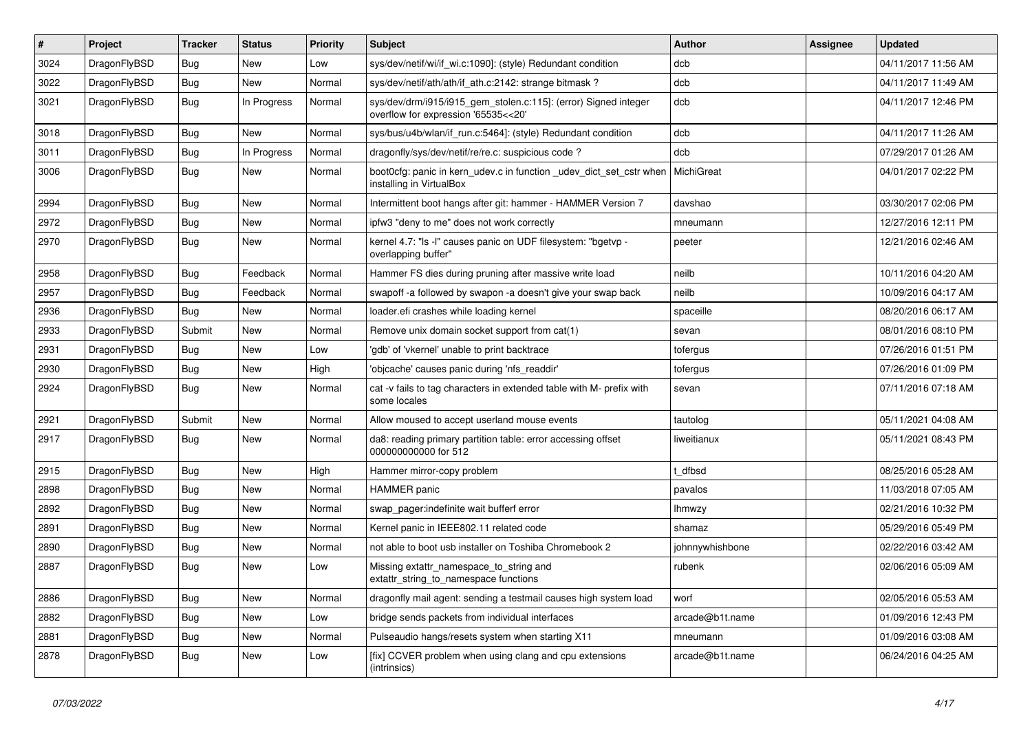| # | Project | Tracker | Status | Priority | Subject | Author | Assignee | Updated |
|---|---|---|---|---|---|---|---|---|
| 3024 | DragonFlyBSD | Bug | New | Low | sys/dev/netif/wi/if_wi.c:1090]: (style) Redundant condition | dcb | | 04/11/2017 11:56 AM |
| 3022 | DragonFlyBSD | Bug | New | Normal | sys/dev/netif/ath/ath/if_ath.c:2142: strange bitmask ? | dcb | | 04/11/2017 11:49 AM |
| 3021 | DragonFlyBSD | Bug | In Progress | Normal | sys/dev/drm/i915/i915_gem_stolen.c:115]: (error) Signed integer overflow for expression '65535<<20' | dcb | | 04/11/2017 12:46 PM |
| 3018 | DragonFlyBSD | Bug | New | Normal | sys/bus/u4b/wlan/if_run.c:5464]: (style) Redundant condition | dcb | | 04/11/2017 11:26 AM |
| 3011 | DragonFlyBSD | Bug | In Progress | Normal | dragonfly/sys/dev/netif/re/re.c: suspicious code ? | dcb | | 07/29/2017 01:26 AM |
| 3006 | DragonFlyBSD | Bug | New | Normal | boot0cfg: panic in kern_udev.c in function _udev_dict_set_cstr when installing in VirtualBox | MichiGreat | | 04/01/2017 02:22 PM |
| 2994 | DragonFlyBSD | Bug | New | Normal | Intermittent boot hangs after git: hammer - HAMMER Version 7 | davshao | | 03/30/2017 02:06 PM |
| 2972 | DragonFlyBSD | Bug | New | Normal | ipfw3 "deny to me" does not work correctly | mneumann | | 12/27/2016 12:11 PM |
| 2970 | DragonFlyBSD | Bug | New | Normal | kernel 4.7: "ls -l" causes panic on UDF filesystem: "bgetvp - overlapping buffer" | peeter | | 12/21/2016 02:46 AM |
| 2958 | DragonFlyBSD | Bug | Feedback | Normal | Hammer FS dies during pruning after massive write load | neilb | | 10/11/2016 04:20 AM |
| 2957 | DragonFlyBSD | Bug | Feedback | Normal | swapoff -a followed by swapon -a doesn't give your swap back | neilb | | 10/09/2016 04:17 AM |
| 2936 | DragonFlyBSD | Bug | New | Normal | loader.efi crashes while loading kernel | spaceille | | 08/20/2016 06:17 AM |
| 2933 | DragonFlyBSD | Submit | New | Normal | Remove unix domain socket support from cat(1) | sevan | | 08/01/2016 08:10 PM |
| 2931 | DragonFlyBSD | Bug | New | Low | 'gdb' of 'vkernel' unable to print backtrace | tofergus | | 07/26/2016 01:51 PM |
| 2930 | DragonFlyBSD | Bug | New | High | 'objcache' causes panic during 'nfs_readdir' | tofergus | | 07/26/2016 01:09 PM |
| 2924 | DragonFlyBSD | Bug | New | Normal | cat -v fails to tag characters in extended table with M- prefix with some locales | sevan | | 07/11/2016 07:18 AM |
| 2921 | DragonFlyBSD | Submit | New | Normal | Allow moused to accept userland mouse events | tautolog | | 05/11/2021 04:08 AM |
| 2917 | DragonFlyBSD | Bug | New | Normal | da8: reading primary partition table: error accessing offset 000000000000 for 512 | liweitianux | | 05/11/2021 08:43 PM |
| 2915 | DragonFlyBSD | Bug | New | High | Hammer mirror-copy problem | t_dfbsd | | 08/25/2016 05:28 AM |
| 2898 | DragonFlyBSD | Bug | New | Normal | HAMMER panic | pavalos | | 11/03/2018 07:05 AM |
| 2892 | DragonFlyBSD | Bug | New | Normal | swap_pager:indefinite wait bufferf error | lhmwzy | | 02/21/2016 10:32 PM |
| 2891 | DragonFlyBSD | Bug | New | Normal | Kernel panic in IEEE802.11 related code | shamaz | | 05/29/2016 05:49 PM |
| 2890 | DragonFlyBSD | Bug | New | Normal | not able to boot usb installer on Toshiba Chromebook 2 | johnnywhishbone | | 02/22/2016 03:42 AM |
| 2887 | DragonFlyBSD | Bug | New | Low | Missing extattr_namespace_to_string and extattr_string_to_namespace functions | rubenk | | 02/06/2016 05:09 AM |
| 2886 | DragonFlyBSD | Bug | New | Normal | dragonfly mail agent: sending a testmail causes high system load | worf | | 02/05/2016 05:53 AM |
| 2882 | DragonFlyBSD | Bug | New | Low | bridge sends packets from individual interfaces | arcade@b1t.name | | 01/09/2016 12:43 PM |
| 2881 | DragonFlyBSD | Bug | New | Normal | Pulseaudio hangs/resets system when starting X11 | mneumann | | 01/09/2016 03:08 AM |
| 2878 | DragonFlyBSD | Bug | New | Low | [fix] CCVER problem when using clang and cpu extensions (intrinsics) | arcade@b1t.name | | 06/24/2016 04:25 AM |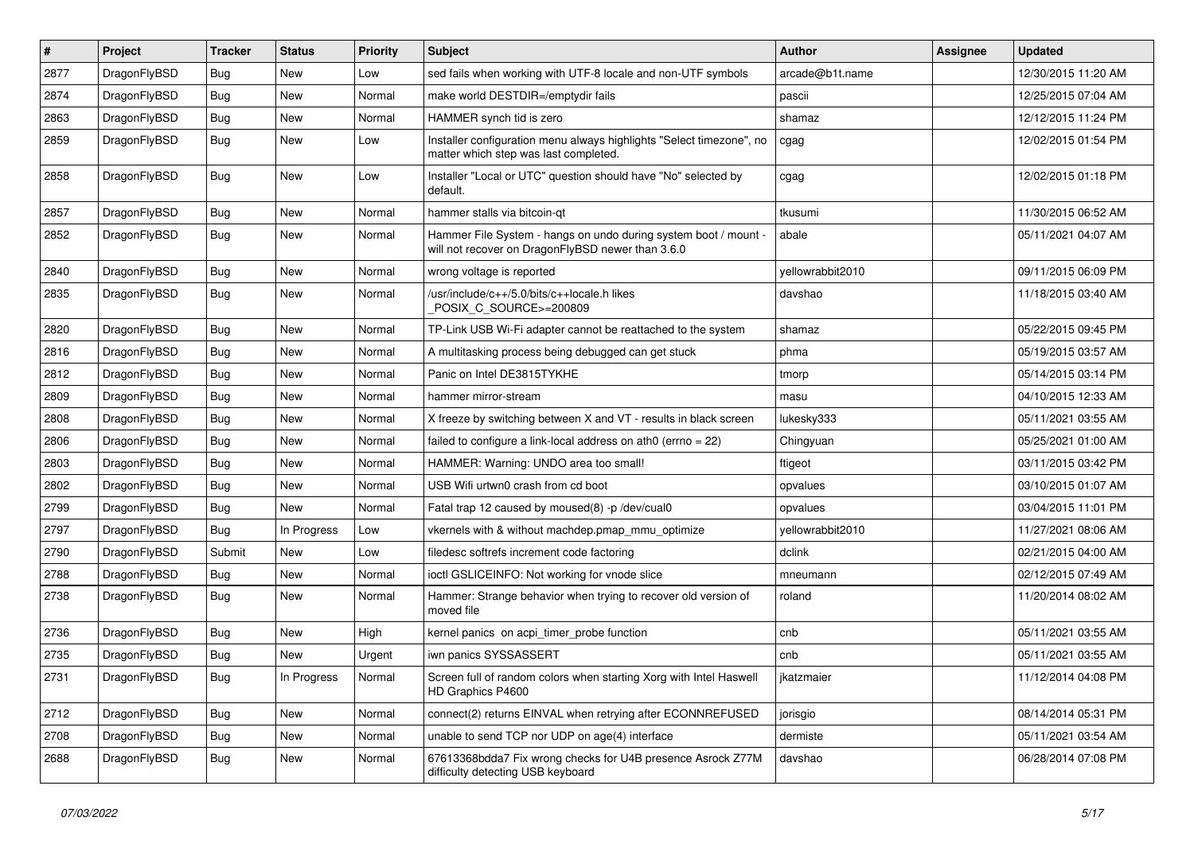| # | Project | Tracker | Status | Priority | Subject | Author | Assignee | Updated |
|---|---|---|---|---|---|---|---|---|
| 2877 | DragonFlyBSD | Bug | New | Low | sed fails when working with UTF-8 locale and non-UTF symbols | arcade@b1t.name | | 12/30/2015 11:20 AM |
| 2874 | DragonFlyBSD | Bug | New | Normal | make world DESTDIR=/emptydir fails | pascii | | 12/25/2015 07:04 AM |
| 2863 | DragonFlyBSD | Bug | New | Normal | HAMMER synch tid is zero | shamaz | | 12/12/2015 11:24 PM |
| 2859 | DragonFlyBSD | Bug | New | Low | Installer configuration menu always highlights "Select timezone", no matter which step was last completed. | cgag | | 12/02/2015 01:54 PM |
| 2858 | DragonFlyBSD | Bug | New | Low | Installer "Local or UTC" question should have "No" selected by default. | cgag | | 12/02/2015 01:18 PM |
| 2857 | DragonFlyBSD | Bug | New | Normal | hammer stalls via bitcoin-qt | tkusumi | | 11/30/2015 06:52 AM |
| 2852 | DragonFlyBSD | Bug | New | Normal | Hammer File System - hangs on undo during system boot / mount - will not recover on DragonFlyBSD newer than 3.6.0 | abale | | 05/11/2021 04:07 AM |
| 2840 | DragonFlyBSD | Bug | New | Normal | wrong voltage is reported | yellowrabbit2010 | | 09/11/2015 06:09 PM |
| 2835 | DragonFlyBSD | Bug | New | Normal | /usr/include/c++/5.0/bits/c++locale.h likes _POSIX_C_SOURCE>=200809 | davshao | | 11/18/2015 03:40 AM |
| 2820 | DragonFlyBSD | Bug | New | Normal | TP-Link USB Wi-Fi adapter cannot be reattached to the system | shamaz | | 05/22/2015 09:45 PM |
| 2816 | DragonFlyBSD | Bug | New | Normal | A multitasking process being debugged can get stuck | phma | | 05/19/2015 03:57 AM |
| 2812 | DragonFlyBSD | Bug | New | Normal | Panic on Intel DE3815TYKHE | tmorp | | 05/14/2015 03:14 PM |
| 2809 | DragonFlyBSD | Bug | New | Normal | hammer mirror-stream | masu | | 04/10/2015 12:33 AM |
| 2808 | DragonFlyBSD | Bug | New | Normal | X freeze by switching between X and VT - results in black screen | lukesky333 | | 05/11/2021 03:55 AM |
| 2806 | DragonFlyBSD | Bug | New | Normal | failed to configure a link-local address on ath0 (errno = 22) | Chingyuan | | 05/25/2021 01:00 AM |
| 2803 | DragonFlyBSD | Bug | New | Normal | HAMMER: Warning: UNDO area too small! | ftigeot | | 03/11/2015 03:42 PM |
| 2802 | DragonFlyBSD | Bug | New | Normal | USB Wifi urtwn0 crash from cd boot | opvalues | | 03/10/2015 01:07 AM |
| 2799 | DragonFlyBSD | Bug | New | Normal | Fatal trap 12 caused by moused(8) -p /dev/cual0 | opvalues | | 03/04/2015 11:01 PM |
| 2797 | DragonFlyBSD | Bug | In Progress | Low | vkernels with & without machdep.pmap_mmu_optimize | yellowrabbit2010 | | 11/27/2021 08:06 AM |
| 2790 | DragonFlyBSD | Submit | New | Low | filedesc softrefs increment code factoring | dclink | | 02/21/2015 04:00 AM |
| 2788 | DragonFlyBSD | Bug | New | Normal | ioctl GSLICEINFO: Not working for vnode slice | mneumann | | 02/12/2015 07:49 AM |
| 2738 | DragonFlyBSD | Bug | New | Normal | Hammer: Strange behavior when trying to recover old version of moved file | roland | | 11/20/2014 08:02 AM |
| 2736 | DragonFlyBSD | Bug | New | High | kernel panics on acpi_timer_probe function | cnb | | 05/11/2021 03:55 AM |
| 2735 | DragonFlyBSD | Bug | New | Urgent | iwn panics SYSSASSERT | cnb | | 05/11/2021 03:55 AM |
| 2731 | DragonFlyBSD | Bug | In Progress | Normal | Screen full of random colors when starting Xorg with Intel Haswell HD Graphics P4600 | jkatzmaier | | 11/12/2014 04:08 PM |
| 2712 | DragonFlyBSD | Bug | New | Normal | connect(2) returns EINVAL when retrying after ECONNREFUSED | jorisgio | | 08/14/2014 05:31 PM |
| 2708 | DragonFlyBSD | Bug | New | Normal | unable to send TCP nor UDP on age(4) interface | dermiste | | 05/11/2021 03:54 AM |
| 2688 | DragonFlyBSD | Bug | New | Normal | 67613368bdda7 Fix wrong checks for U4B presence Asrock Z77M difficulty detecting USB keyboard | davshao | | 06/28/2014 07:08 PM |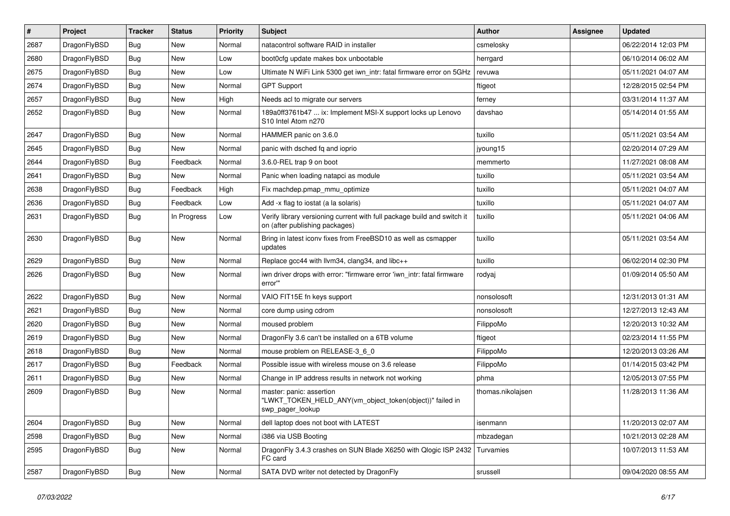| # | Project | Tracker | Status | Priority | Subject | Author | Assignee | Updated |
|---|---|---|---|---|---|---|---|---|
| 2687 | DragonFlyBSD | Bug | New | Normal | natacontrol software RAID in installer | csmelosky | | 06/22/2014 12:03 PM |
| 2680 | DragonFlyBSD | Bug | New | Low | boot0cfg update makes box unbootable | herrgard | | 06/10/2014 06:02 AM |
| 2675 | DragonFlyBSD | Bug | New | Low | Ultimate N WiFi Link 5300 get iwn_intr: fatal firmware error on 5GHz | revuwa | | 05/11/2021 04:07 AM |
| 2674 | DragonFlyBSD | Bug | New | Normal | GPT Support | ftigeot | | 12/28/2015 02:54 PM |
| 2657 | DragonFlyBSD | Bug | New | High | Needs acl to migrate our servers | ferney | | 03/31/2014 11:37 AM |
| 2652 | DragonFlyBSD | Bug | New | Normal | 189a0ff3761b47 ... ix: Implement MSI-X support locks up Lenovo S10 Intel Atom n270 | davshao | | 05/14/2014 01:55 AM |
| 2647 | DragonFlyBSD | Bug | New | Normal | HAMMER panic on 3.6.0 | tuxillo | | 05/11/2021 03:54 AM |
| 2645 | DragonFlyBSD | Bug | New | Normal | panic with dsched fq and ioprio | jyoung15 | | 02/20/2014 07:29 AM |
| 2644 | DragonFlyBSD | Bug | Feedback | Normal | 3.6.0-REL trap 9 on boot | memmerto | | 11/27/2021 08:08 AM |
| 2641 | DragonFlyBSD | Bug | New | Normal | Panic when loading natapci as module | tuxillo | | 05/11/2021 03:54 AM |
| 2638 | DragonFlyBSD | Bug | Feedback | High | Fix machdep.pmap_mmu_optimize | tuxillo | | 05/11/2021 04:07 AM |
| 2636 | DragonFlyBSD | Bug | Feedback | Low | Add -x flag to iostat (a la solaris) | tuxillo | | 05/11/2021 04:07 AM |
| 2631 | DragonFlyBSD | Bug | In Progress | Low | Verify library versioning current with full package build and switch it on (after publishing packages) | tuxillo | | 05/11/2021 04:06 AM |
| 2630 | DragonFlyBSD | Bug | New | Normal | Bring in latest iconv fixes from FreeBSD10 as well as csmapper updates | tuxillo | | 05/11/2021 03:54 AM |
| 2629 | DragonFlyBSD | Bug | New | Normal | Replace gcc44 with llvm34, clang34, and libc++ | tuxillo | | 06/02/2014 02:30 PM |
| 2626 | DragonFlyBSD | Bug | New | Normal | iwn driver drops with error: "firmware error 'iwn_intr: fatal firmware error'" | rodyaj | | 01/09/2014 05:50 AM |
| 2622 | DragonFlyBSD | Bug | New | Normal | VAIO FIT15E fn keys support | nonsolosoft | | 12/31/2013 01:31 AM |
| 2621 | DragonFlyBSD | Bug | New | Normal | core dump using cdrom | nonsolosoft | | 12/27/2013 12:43 AM |
| 2620 | DragonFlyBSD | Bug | New | Normal | moused problem | FilippoMo | | 12/20/2013 10:32 AM |
| 2619 | DragonFlyBSD | Bug | New | Normal | DragonFly 3.6 can't be installed on a 6TB volume | ftigeot | | 02/23/2014 11:55 PM |
| 2618 | DragonFlyBSD | Bug | New | Normal | mouse problem on RELEASE-3_6_0 | FilippoMo | | 12/20/2013 03:26 AM |
| 2617 | DragonFlyBSD | Bug | Feedback | Normal | Possible issue with wireless mouse on 3.6 release | FilippoMo | | 01/14/2015 03:42 PM |
| 2611 | DragonFlyBSD | Bug | New | Normal | Change in IP address results in network not working | phma | | 12/05/2013 07:55 PM |
| 2609 | DragonFlyBSD | Bug | New | Normal | master: panic: assertion "LWKT_TOKEN_HELD_ANY(vm_object_token(object))" failed in swp_pager_lookup | thomas.nikolajsen | | 11/28/2013 11:36 AM |
| 2604 | DragonFlyBSD | Bug | New | Normal | dell laptop does not boot with LATEST | isenmann | | 11/20/2013 02:07 AM |
| 2598 | DragonFlyBSD | Bug | New | Normal | i386 via USB Booting | mbzadegan | | 10/21/2013 02:28 AM |
| 2595 | DragonFlyBSD | Bug | New | Normal | DragonFly 3.4.3 crashes on SUN Blade X6250 with Qlogic ISP 2432 FC card | Turvamies | | 10/07/2013 11:53 AM |
| 2587 | DragonFlyBSD | Bug | New | Normal | SATA DVD writer not detected by DragonFly | srussell | | 09/04/2020 08:55 AM |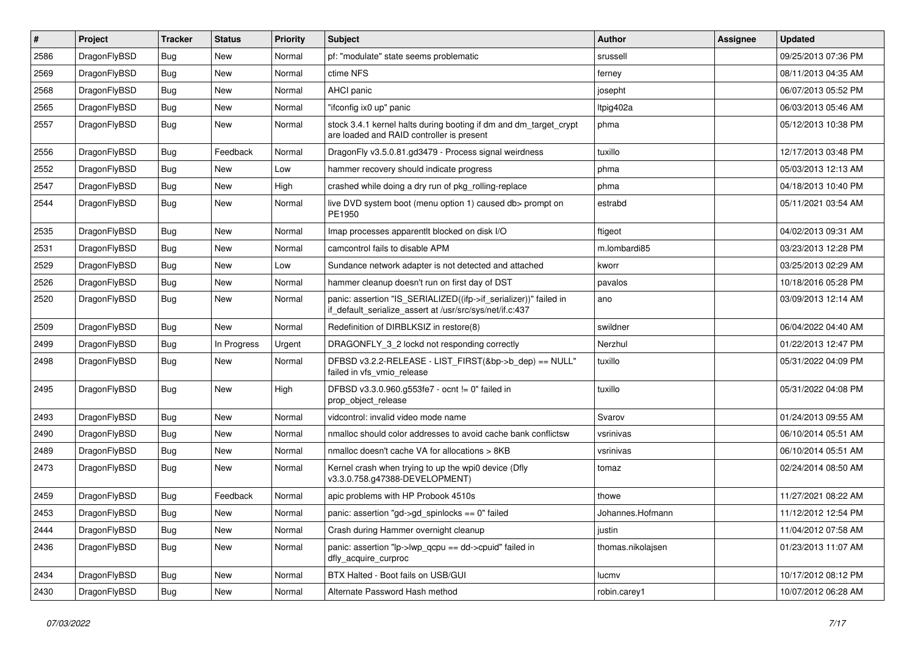| # | Project | Tracker | Status | Priority | Subject | Author | Assignee | Updated |
|---|---|---|---|---|---|---|---|---|
| 2586 | DragonFlyBSD | Bug | New | Normal | pf: "modulate" state seems problematic | srussell | | 09/25/2013 07:36 PM |
| 2569 | DragonFlyBSD | Bug | New | Normal | ctime NFS | ferney | | 08/11/2013 04:35 AM |
| 2568 | DragonFlyBSD | Bug | New | Normal | AHCI panic | josepht | | 06/07/2013 05:52 PM |
| 2565 | DragonFlyBSD | Bug | New | Normal | "ifconfig ix0 up" panic | ltpig402a | | 06/03/2013 05:46 AM |
| 2557 | DragonFlyBSD | Bug | New | Normal | stock 3.4.1 kernel halts during booting if dm and dm_target_crypt are loaded and RAID controller is present | phma | | 05/12/2013 10:38 PM |
| 2556 | DragonFlyBSD | Bug | Feedback | Normal | DragonFly v3.5.0.81.gd3479 - Process signal weirdness | tuxillo | | 12/17/2013 03:48 PM |
| 2552 | DragonFlyBSD | Bug | New | Low | hammer recovery should indicate progress | phma | | 05/03/2013 12:13 AM |
| 2547 | DragonFlyBSD | Bug | New | High | crashed while doing a dry run of pkg_rolling-replace | phma | | 04/18/2013 10:40 PM |
| 2544 | DragonFlyBSD | Bug | New | Normal | live DVD system boot (menu option 1) caused db> prompt on PE1950 | estrabd | | 05/11/2021 03:54 AM |
| 2535 | DragonFlyBSD | Bug | New | Normal | Imap processes apparentlt blocked on disk I/O | ftigeot | | 04/02/2013 09:31 AM |
| 2531 | DragonFlyBSD | Bug | New | Normal | camcontrol fails to disable APM | m.lombardi85 | | 03/23/2013 12:28 PM |
| 2529 | DragonFlyBSD | Bug | New | Low | Sundance network adapter is not detected and attached | kworr | | 03/25/2013 02:29 AM |
| 2526 | DragonFlyBSD | Bug | New | Normal | hammer cleanup doesn't run on first day of DST | pavalos | | 10/18/2016 05:28 PM |
| 2520 | DragonFlyBSD | Bug | New | Normal | panic: assertion "IS_SERIALIZED((ifp->if_serializer))" failed in if_default_serialize_assert at /usr/src/sys/net/if.c:437 | ano | | 03/09/2013 12:14 AM |
| 2509 | DragonFlyBSD | Bug | New | Normal | Redefinition of DIRBLKSIZ in restore(8) | swildner | | 06/04/2022 04:40 AM |
| 2499 | DragonFlyBSD | Bug | In Progress | Urgent | DRAGONFLY_3_2 lockd not responding correctly | Nerzhul | | 01/22/2013 12:47 PM |
| 2498 | DragonFlyBSD | Bug | New | Normal | DFBSD v3.2.2-RELEASE - LIST_FIRST(&bp->b_dep) == NULL" failed in vfs_vmio_release | tuxillo | | 05/31/2022 04:09 PM |
| 2495 | DragonFlyBSD | Bug | New | High | DFBSD v3.3.0.960.g553fe7 - ocnt != 0" failed in prop_object_release | tuxillo | | 05/31/2022 04:08 PM |
| 2493 | DragonFlyBSD | Bug | New | Normal | vidcontrol: invalid video mode name | Svarov | | 01/24/2013 09:55 AM |
| 2490 | DragonFlyBSD | Bug | New | Normal | nmalloc should color addresses to avoid cache bank conflictsw | vsrinivas | | 06/10/2014 05:51 AM |
| 2489 | DragonFlyBSD | Bug | New | Normal | nmalloc doesn't cache VA for allocations > 8KB | vsrinivas | | 06/10/2014 05:51 AM |
| 2473 | DragonFlyBSD | Bug | New | Normal | Kernel crash when trying to up the wpi0 device (Dfly v3.3.0.758.g47388-DEVELOPMENT) | tomaz | | 02/24/2014 08:50 AM |
| 2459 | DragonFlyBSD | Bug | Feedback | Normal | apic problems with HP Probook 4510s | thowe | | 11/27/2021 08:22 AM |
| 2453 | DragonFlyBSD | Bug | New | Normal | panic: assertion "gd->gd_spinlocks == 0" failed | Johannes.Hofmann | | 11/12/2012 12:54 PM |
| 2444 | DragonFlyBSD | Bug | New | Normal | Crash during Hammer overnight cleanup | justin | | 11/04/2012 07:58 AM |
| 2436 | DragonFlyBSD | Bug | New | Normal | panic: assertion "lp->lwp_qcpu == dd->cpuid" failed in dfly_acquire_curproc | thomas.nikolajsen | | 01/23/2013 11:07 AM |
| 2434 | DragonFlyBSD | Bug | New | Normal | BTX Halted - Boot fails on USB/GUI | lucmv | | 10/17/2012 08:12 PM |
| 2430 | DragonFlyBSD | Bug | New | Normal | Alternate Password Hash method | robin.carey1 | | 10/07/2012 06:28 AM |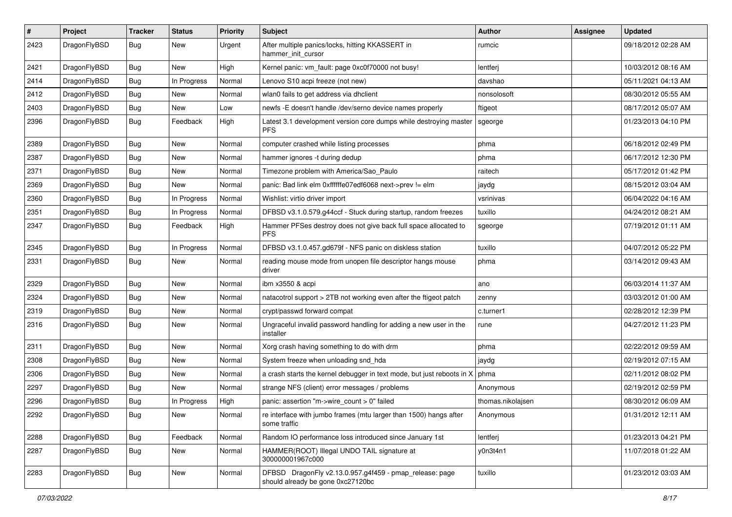| # | Project | Tracker | Status | Priority | Subject | Author | Assignee | Updated |
|---|---|---|---|---|---|---|---|---|
| 2423 | DragonFlyBSD | Bug | New | Urgent | After multiple panics/locks, hitting KKASSERT in hammer_init_cursor | rumcic | | 09/18/2012 02:28 AM |
| 2421 | DragonFlyBSD | Bug | New | High | Kernel panic: vm_fault: page 0xc0f70000 not busy! | lentferj | | 10/03/2012 08:16 AM |
| 2414 | DragonFlyBSD | Bug | In Progress | Normal | Lenovo S10 acpi freeze (not new) | davshao | | 05/11/2021 04:13 AM |
| 2412 | DragonFlyBSD | Bug | New | Normal | wlan0 fails to get address via dhclient | nonsolosoft | | 08/30/2012 05:55 AM |
| 2403 | DragonFlyBSD | Bug | New | Low | newfs -E doesn't handle /dev/serno device names properly | ftigeot | | 08/17/2012 05:07 AM |
| 2396 | DragonFlyBSD | Bug | Feedback | High | Latest 3.1 development version core dumps while destroying master PFS | sgeorge | | 01/23/2013 04:10 PM |
| 2389 | DragonFlyBSD | Bug | New | Normal | computer crashed while listing processes | phma | | 06/18/2012 02:49 PM |
| 2387 | DragonFlyBSD | Bug | New | Normal | hammer ignores -t during dedup | phma | | 06/17/2012 12:30 PM |
| 2371 | DragonFlyBSD | Bug | New | Normal | Timezone problem with America/Sao_Paulo | raitech | | 05/17/2012 01:42 PM |
| 2369 | DragonFlyBSD | Bug | New | Normal | panic: Bad link elm 0xffffffe07edf6068 next->prev != elm | jaydg | | 08/15/2012 03:04 AM |
| 2360 | DragonFlyBSD | Bug | In Progress | Normal | Wishlist: virtio driver import | vsrinivas | | 06/04/2022 04:16 AM |
| 2351 | DragonFlyBSD | Bug | In Progress | Normal | DFBSD v3.1.0.579.g44ccf - Stuck during startup, random freezes | tuxillo | | 04/24/2012 08:21 AM |
| 2347 | DragonFlyBSD | Bug | Feedback | High | Hammer PFSes destroy does not give back full space allocated to PFS | sgeorge | | 07/19/2012 01:11 AM |
| 2345 | DragonFlyBSD | Bug | In Progress | Normal | DFBSD v3.1.0.457.gd679f - NFS panic on diskless station | tuxillo | | 04/07/2012 05:22 PM |
| 2331 | DragonFlyBSD | Bug | New | Normal | reading mouse mode from unopen file descriptor hangs mouse driver | phma | | 03/14/2012 09:43 AM |
| 2329 | DragonFlyBSD | Bug | New | Normal | ibm x3550 & acpi | ano | | 06/03/2014 11:37 AM |
| 2324 | DragonFlyBSD | Bug | New | Normal | natacotrol support > 2TB not working even after the ftigeot patch | zenny | | 03/03/2012 01:00 AM |
| 2319 | DragonFlyBSD | Bug | New | Normal | crypt/passwd forward compat | c.turner1 | | 02/28/2012 12:39 PM |
| 2316 | DragonFlyBSD | Bug | New | Normal | Ungraceful invalid password handling for adding a new user in the installer | rune | | 04/27/2012 11:23 PM |
| 2311 | DragonFlyBSD | Bug | New | Normal | Xorg crash having something to do with drm | phma | | 02/22/2012 09:59 AM |
| 2308 | DragonFlyBSD | Bug | New | Normal | System freeze when unloading snd_hda | jaydg | | 02/19/2012 07:15 AM |
| 2306 | DragonFlyBSD | Bug | New | Normal | a crash starts the kernel debugger in text mode, but just reboots in X | phma | | 02/11/2012 08:02 PM |
| 2297 | DragonFlyBSD | Bug | New | Normal | strange NFS (client) error messages / problems | Anonymous | | 02/19/2012 02:59 PM |
| 2296 | DragonFlyBSD | Bug | In Progress | High | panic: assertion "m->wire_count > 0" failed | thomas.nikolajsen | | 08/30/2012 06:09 AM |
| 2292 | DragonFlyBSD | Bug | New | Normal | re interface with jumbo frames (mtu larger than 1500) hangs after some traffic | Anonymous | | 01/31/2012 12:11 AM |
| 2288 | DragonFlyBSD | Bug | Feedback | Normal | Random IO performance loss introduced since January 1st | lentferj | | 01/23/2013 04:21 PM |
| 2287 | DragonFlyBSD | Bug | New | Normal | HAMMER(ROOT) Illegal UNDO TAIL signature at 300000001967c000 | y0n3t4n1 | | 11/07/2018 01:22 AM |
| 2283 | DragonFlyBSD | Bug | New | Normal | DFBSD DragonFly v2.13.0.957.g4f459 - pmap_release: page should already be gone 0xc27120bc | tuxillo | | 01/23/2012 03:03 AM |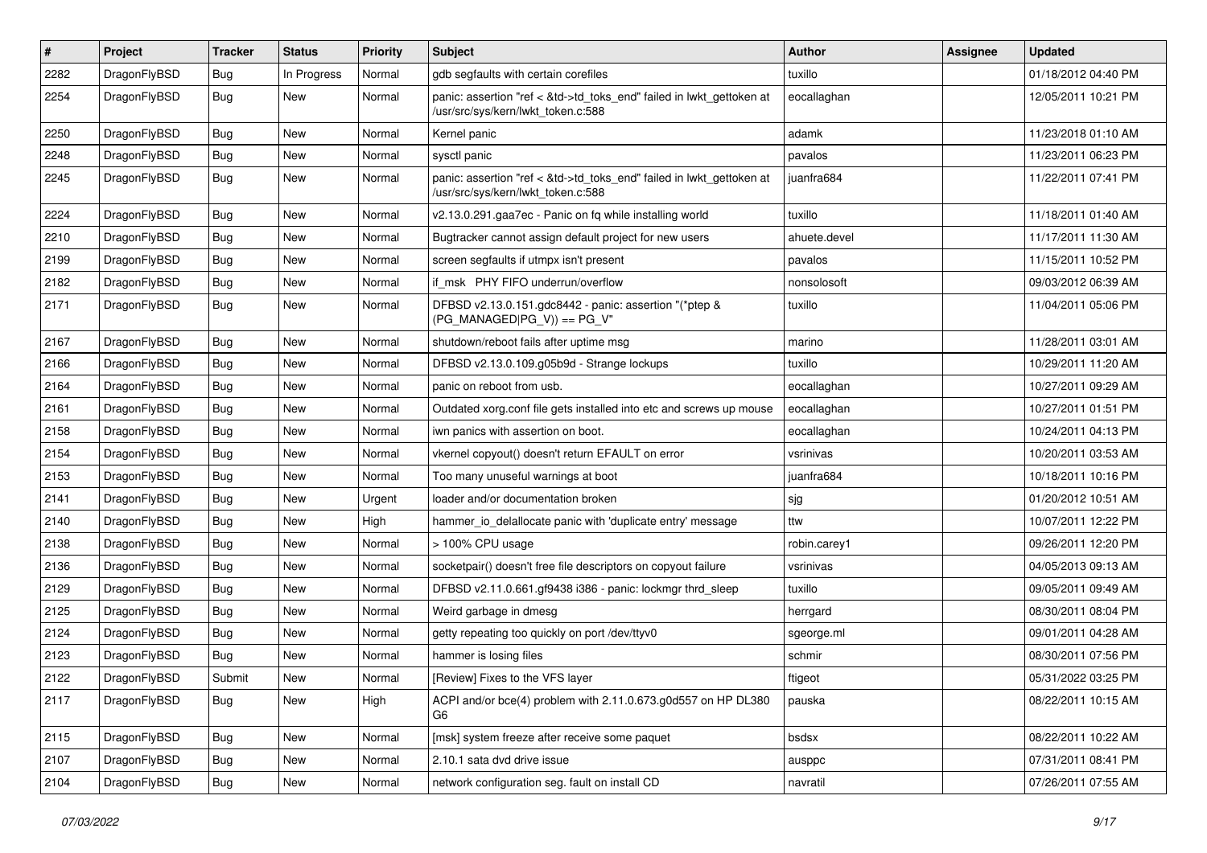| # | Project | Tracker | Status | Priority | Subject | Author | Assignee | Updated |
|---|---|---|---|---|---|---|---|---|
| 2282 | DragonFlyBSD | Bug | In Progress | Normal | gdb segfaults with certain corefiles | tuxillo | | 01/18/2012 04:40 PM |
| 2254 | DragonFlyBSD | Bug | New | Normal | panic: assertion "ref < &td->td_toks_end" failed in lwkt_gettoken at /usr/src/sys/kern/lwkt_token.c:588 | eocallaghan | | 12/05/2011 10:21 PM |
| 2250 | DragonFlyBSD | Bug | New | Normal | Kernel panic | adamk | | 11/23/2018 01:10 AM |
| 2248 | DragonFlyBSD | Bug | New | Normal | sysctl panic | pavalos | | 11/23/2011 06:23 PM |
| 2245 | DragonFlyBSD | Bug | New | Normal | panic: assertion "ref < &td->td_toks_end" failed in lwkt_gettoken at /usr/src/sys/kern/lwkt_token.c:588 | juanfra684 | | 11/22/2011 07:41 PM |
| 2224 | DragonFlyBSD | Bug | New | Normal | v2.13.0.291.gaa7ec - Panic on fq while installing world | tuxillo | | 11/18/2011 01:40 AM |
| 2210 | DragonFlyBSD | Bug | New | Normal | Bugtracker cannot assign default project for new users | ahuete.devel | | 11/17/2011 11:30 AM |
| 2199 | DragonFlyBSD | Bug | New | Normal | screen segfaults if utmpx isn't present | pavalos | | 11/15/2011 10:52 PM |
| 2182 | DragonFlyBSD | Bug | New | Normal | if_msk PHY FIFO underrun/overflow | nonsolosoft | | 09/03/2012 06:39 AM |
| 2171 | DragonFlyBSD | Bug | New | Normal | DFBSD v2.13.0.151.gdc8442 - panic: assertion "(*ptep & (PG_MANAGED\|PG_V)) == PG_V" | tuxillo | | 11/04/2011 05:06 PM |
| 2167 | DragonFlyBSD | Bug | New | Normal | shutdown/reboot fails after uptime msg | marino | | 11/28/2011 03:01 AM |
| 2166 | DragonFlyBSD | Bug | New | Normal | DFBSD v2.13.0.109.g05b9d - Strange lockups | tuxillo | | 10/29/2011 11:20 AM |
| 2164 | DragonFlyBSD | Bug | New | Normal | panic on reboot from usb. | eocallaghan | | 10/27/2011 09:29 AM |
| 2161 | DragonFlyBSD | Bug | New | Normal | Outdated xorg.conf file gets installed into etc and screws up mouse | eocallaghan | | 10/27/2011 01:51 PM |
| 2158 | DragonFlyBSD | Bug | New | Normal | iwn panics with assertion on boot. | eocallaghan | | 10/24/2011 04:13 PM |
| 2154 | DragonFlyBSD | Bug | New | Normal | vkernel copyout() doesn't return EFAULT on error | vsrinivas | | 10/20/2011 03:53 AM |
| 2153 | DragonFlyBSD | Bug | New | Normal | Too many unuseful warnings at boot | juanfra684 | | 10/18/2011 10:16 PM |
| 2141 | DragonFlyBSD | Bug | New | Urgent | loader and/or documentation broken | sjg | | 01/20/2012 10:51 AM |
| 2140 | DragonFlyBSD | Bug | New | High | hammer_io_delallocate panic with 'duplicate entry' message | ttw | | 10/07/2011 12:22 PM |
| 2138 | DragonFlyBSD | Bug | New | Normal | > 100% CPU usage | robin.carey1 | | 09/26/2011 12:20 PM |
| 2136 | DragonFlyBSD | Bug | New | Normal | socketpair() doesn't free file descriptors on copyout failure | vsrinivas | | 04/05/2013 09:13 AM |
| 2129 | DragonFlyBSD | Bug | New | Normal | DFBSD v2.11.0.661.gf9438 i386 - panic: lockmgr thrd_sleep | tuxillo | | 09/05/2011 09:49 AM |
| 2125 | DragonFlyBSD | Bug | New | Normal | Weird garbage in dmesg | herrgard | | 08/30/2011 08:04 PM |
| 2124 | DragonFlyBSD | Bug | New | Normal | getty repeating too quickly on port /dev/ttyv0 | sgeorge.ml | | 09/01/2011 04:28 AM |
| 2123 | DragonFlyBSD | Bug | New | Normal | hammer is losing files | schmir | | 08/30/2011 07:56 PM |
| 2122 | DragonFlyBSD | Submit | New | Normal | [Review] Fixes to the VFS layer | ftigeot | | 05/31/2022 03:25 PM |
| 2117 | DragonFlyBSD | Bug | New | High | ACPI and/or bce(4) problem with 2.11.0.673.g0d557 on HP DL380 G6 | pauska | | 08/22/2011 10:15 AM |
| 2115 | DragonFlyBSD | Bug | New | Normal | [msk] system freeze after receive some paquet | bsdsx | | 08/22/2011 10:22 AM |
| 2107 | DragonFlyBSD | Bug | New | Normal | 2.10.1 sata dvd drive issue | ausppc | | 07/31/2011 08:41 PM |
| 2104 | DragonFlyBSD | Bug | New | Normal | network configuration seg. fault on install CD | navratil | | 07/26/2011 07:55 AM |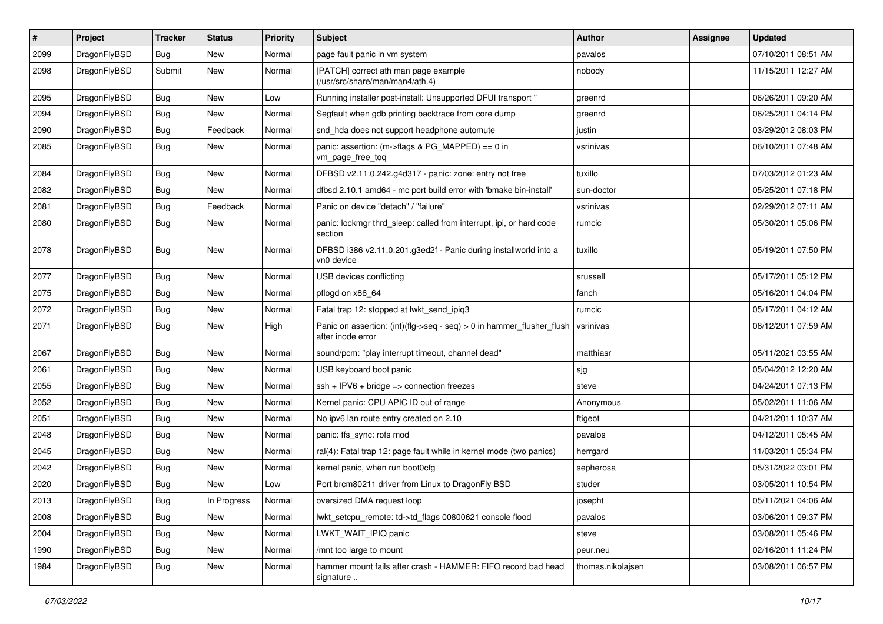| # | Project | Tracker | Status | Priority | Subject | Author | Assignee | Updated |
|---|---|---|---|---|---|---|---|---|
| 2099 | DragonFlyBSD | Bug | New | Normal | page fault panic in vm system | pavalos | | 07/10/2011 08:51 AM |
| 2098 | DragonFlyBSD | Submit | New | Normal | [PATCH] correct ath man page example (/usr/src/share/man/man4/ath.4) | nobody | | 11/15/2011 12:27 AM |
| 2095 | DragonFlyBSD | Bug | New | Low | Running installer post-install: Unsupported DFUI transport " | greenrd | | 06/26/2011 09:20 AM |
| 2094 | DragonFlyBSD | Bug | New | Normal | Segfault when gdb printing backtrace from core dump | greenrd | | 06/25/2011 04:14 PM |
| 2090 | DragonFlyBSD | Bug | Feedback | Normal | snd_hda does not support headphone automute | justin | | 03/29/2012 08:03 PM |
| 2085 | DragonFlyBSD | Bug | New | Normal | panic: assertion: (m->flags & PG_MAPPED) == 0 in vm_page_free_toq | vsrinivas | | 06/10/2011 07:48 AM |
| 2084 | DragonFlyBSD | Bug | New | Normal | DFBSD v2.11.0.242.g4d317 - panic: zone: entry not free | tuxillo | | 07/03/2012 01:23 AM |
| 2082 | DragonFlyBSD | Bug | New | Normal | dfbsd 2.10.1 amd64 - mc port build error with 'bmake bin-install' | sun-doctor | | 05/25/2011 07:18 PM |
| 2081 | DragonFlyBSD | Bug | Feedback | Normal | Panic on device "detach" / "failure" | vsrinivas | | 02/29/2012 07:11 AM |
| 2080 | DragonFlyBSD | Bug | New | Normal | panic: lockmgr thrd_sleep: called from interrupt, ipi, or hard code section | rumcic | | 05/30/2011 05:06 PM |
| 2078 | DragonFlyBSD | Bug | New | Normal | DFBSD i386 v2.11.0.201.g3ed2f - Panic during installworld into a vn0 device | tuxillo | | 05/19/2011 07:50 PM |
| 2077 | DragonFlyBSD | Bug | New | Normal | USB devices conflicting | srussell | | 05/17/2011 05:12 PM |
| 2075 | DragonFlyBSD | Bug | New | Normal | pflogd on x86_64 | fanch | | 05/16/2011 04:04 PM |
| 2072 | DragonFlyBSD | Bug | New | Normal | Fatal trap 12: stopped at lwkt_send_ipiq3 | rumcic | | 05/17/2011 04:12 AM |
| 2071 | DragonFlyBSD | Bug | New | High | Panic on assertion: (int)(flg->seq - seq) > 0 in hammer_flusher_flush after inode error | vsrinivas | | 06/12/2011 07:59 AM |
| 2067 | DragonFlyBSD | Bug | New | Normal | sound/pcm: "play interrupt timeout, channel dead" | matthiasr | | 05/11/2021 03:55 AM |
| 2061 | DragonFlyBSD | Bug | New | Normal | USB keyboard boot panic | sjg | | 05/04/2012 12:20 AM |
| 2055 | DragonFlyBSD | Bug | New | Normal | ssh + IPV6 + bridge => connection freezes | steve | | 04/24/2011 07:13 PM |
| 2052 | DragonFlyBSD | Bug | New | Normal | Kernel panic: CPU APIC ID out of range | Anonymous | | 05/02/2011 11:06 AM |
| 2051 | DragonFlyBSD | Bug | New | Normal | No ipv6 lan route entry created on 2.10 | ftigeot | | 04/21/2011 10:37 AM |
| 2048 | DragonFlyBSD | Bug | New | Normal | panic: ffs_sync: rofs mod | pavalos | | 04/12/2011 05:45 AM |
| 2045 | DragonFlyBSD | Bug | New | Normal | ral(4): Fatal trap 12: page fault while in kernel mode (two panics) | herrgard | | 11/03/2011 05:34 PM |
| 2042 | DragonFlyBSD | Bug | New | Normal | kernel panic, when run boot0cfg | sepherosa | | 05/31/2022 03:01 PM |
| 2020 | DragonFlyBSD | Bug | New | Low | Port brcm80211 driver from Linux to DragonFly BSD | studer | | 03/05/2011 10:54 PM |
| 2013 | DragonFlyBSD | Bug | In Progress | Normal | oversized DMA request loop | josepht | | 05/11/2021 04:06 AM |
| 2008 | DragonFlyBSD | Bug | New | Normal | lwkt_setcpu_remote: td->td_flags 00800621 console flood | pavalos | | 03/06/2011 09:37 PM |
| 2004 | DragonFlyBSD | Bug | New | Normal | LWKT_WAIT_IPIQ panic | steve | | 03/08/2011 05:46 PM |
| 1990 | DragonFlyBSD | Bug | New | Normal | /mnt too large to mount | peur.neu | | 02/16/2011 11:24 PM |
| 1984 | DragonFlyBSD | Bug | New | Normal | hammer mount fails after crash - HAMMER: FIFO record bad head signature .. | thomas.nikolajsen | | 03/08/2011 06:57 PM |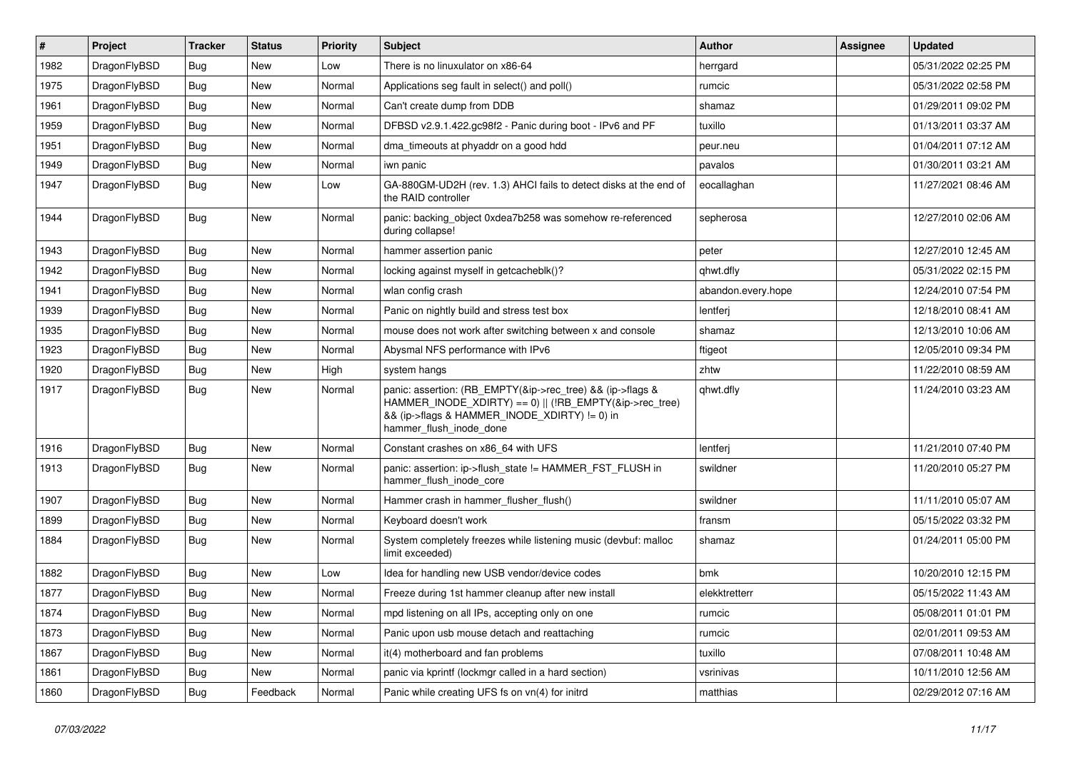| # | Project | Tracker | Status | Priority | Subject | Author | Assignee | Updated |
|---|---|---|---|---|---|---|---|---|
| 1982 | DragonFlyBSD | Bug | New | Low | There is no linuxulator on x86-64 | herrgard | | 05/31/2022 02:25 PM |
| 1975 | DragonFlyBSD | Bug | New | Normal | Applications seg fault in select() and poll() | rumcic | | 05/31/2022 02:58 PM |
| 1961 | DragonFlyBSD | Bug | New | Normal | Can't create dump from DDB | shamaz | | 01/29/2011 09:02 PM |
| 1959 | DragonFlyBSD | Bug | New | Normal | DFBSD v2.9.1.422.gc98f2 - Panic during boot - IPv6 and PF | tuxillo | | 01/13/2011 03:37 AM |
| 1951 | DragonFlyBSD | Bug | New | Normal | dma_timeouts at phyaddr on a good hdd | peur.neu | | 01/04/2011 07:12 AM |
| 1949 | DragonFlyBSD | Bug | New | Normal | iwn panic | pavalos | | 01/30/2011 03:21 AM |
| 1947 | DragonFlyBSD | Bug | New | Low | GA-880GM-UD2H (rev. 1.3) AHCI fails to detect disks at the end of the RAID controller | eocallaghan | | 11/27/2021 08:46 AM |
| 1944 | DragonFlyBSD | Bug | New | Normal | panic: backing_object 0xdea7b258 was somehow re-referenced during collapse! | sepherosa | | 12/27/2010 02:06 AM |
| 1943 | DragonFlyBSD | Bug | New | Normal | hammer assertion panic | peter | | 12/27/2010 12:45 AM |
| 1942 | DragonFlyBSD | Bug | New | Normal | locking against myself in getcacheblk()? | qhwt.dfly | | 05/31/2022 02:15 PM |
| 1941 | DragonFlyBSD | Bug | New | Normal | wlan config crash | abandon.every.hope | | 12/24/2010 07:54 PM |
| 1939 | DragonFlyBSD | Bug | New | Normal | Panic on nightly build and stress test box | lentferj | | 12/18/2010 08:41 AM |
| 1935 | DragonFlyBSD | Bug | New | Normal | mouse does not work after switching between x and console | shamaz | | 12/13/2010 10:06 AM |
| 1923 | DragonFlyBSD | Bug | New | Normal | Abysmal NFS performance with IPv6 | ftigeot | | 12/05/2010 09:34 PM |
| 1920 | DragonFlyBSD | Bug | New | High | system hangs | zhtw | | 11/22/2010 08:59 AM |
| 1917 | DragonFlyBSD | Bug | New | Normal | panic: assertion: (RB_EMPTY(&ip->rec_tree) && (ip->flags & HAMMER_INODE_XDIRTY) == 0) \|\| (!RB_EMPTY(&ip->rec_tree) && (ip->flags & HAMMER_INODE_XDIRTY) != 0) in hammer_flush_inode_done | qhwt.dfly | | 11/24/2010 03:23 AM |
| 1916 | DragonFlyBSD | Bug | New | Normal | Constant crashes on x86_64 with UFS | lentferj | | 11/21/2010 07:40 PM |
| 1913 | DragonFlyBSD | Bug | New | Normal | panic: assertion: ip->flush_state != HAMMER_FST_FLUSH in hammer_flush_inode_core | swildner | | 11/20/2010 05:27 PM |
| 1907 | DragonFlyBSD | Bug | New | Normal | Hammer crash in hammer_flusher_flush() | swildner | | 11/11/2010 05:07 AM |
| 1899 | DragonFlyBSD | Bug | New | Normal | Keyboard doesn't work | fransm | | 05/15/2022 03:32 PM |
| 1884 | DragonFlyBSD | Bug | New | Normal | System completely freezes while listening music (devbuf: malloc limit exceeded) | shamaz | | 01/24/2011 05:00 PM |
| 1882 | DragonFlyBSD | Bug | New | Low | Idea for handling new USB vendor/device codes | bmk | | 10/20/2010 12:15 PM |
| 1877 | DragonFlyBSD | Bug | New | Normal | Freeze during 1st hammer cleanup after new install | elekktretterr | | 05/15/2022 11:43 AM |
| 1874 | DragonFlyBSD | Bug | New | Normal | mpd listening on all IPs, accepting only on one | rumcic | | 05/08/2011 01:01 PM |
| 1873 | DragonFlyBSD | Bug | New | Normal | Panic upon usb mouse detach and reattaching | rumcic | | 02/01/2011 09:53 AM |
| 1867 | DragonFlyBSD | Bug | New | Normal | it(4) motherboard and fan problems | tuxillo | | 07/08/2011 10:48 AM |
| 1861 | DragonFlyBSD | Bug | New | Normal | panic via kprintf (lockmgr called in a hard section) | vsrinivas | | 10/11/2010 12:56 AM |
| 1860 | DragonFlyBSD | Bug | Feedback | Normal | Panic while creating UFS fs on vn(4) for initrd | matthias | | 02/29/2012 07:16 AM |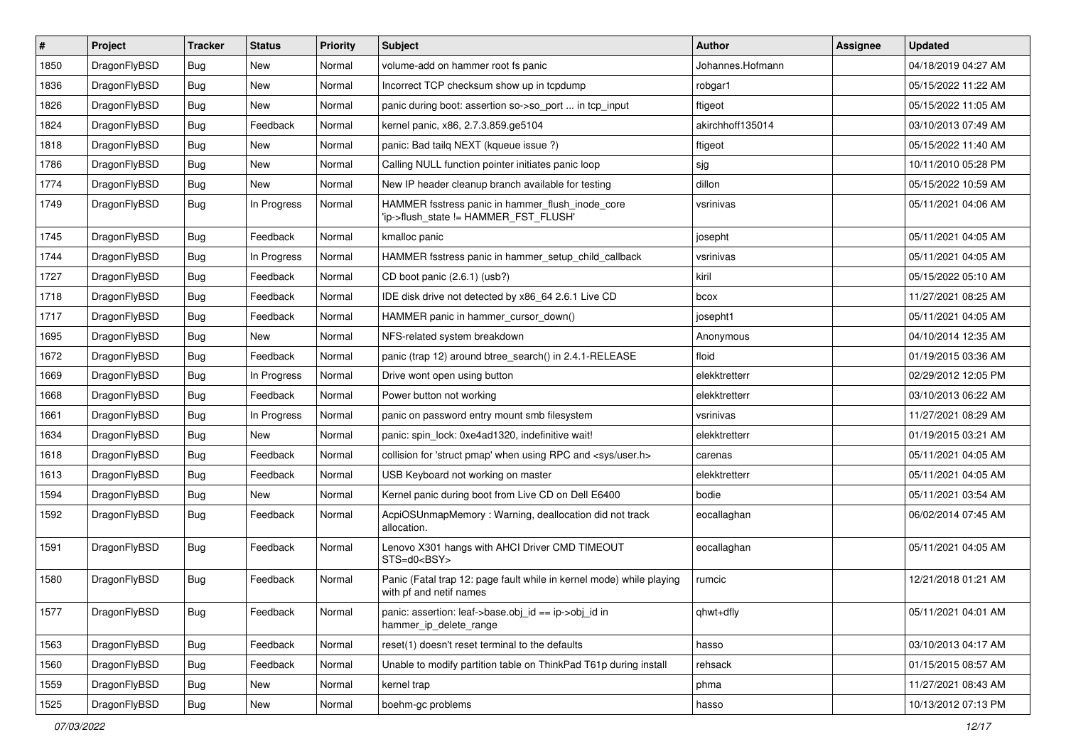| # | Project | Tracker | Status | Priority | Subject | Author | Assignee | Updated |
|---|---|---|---|---|---|---|---|---|
| 1850 | DragonFlyBSD | Bug | New | Normal | volume-add on hammer root fs panic | Johannes.Hofmann | | 04/18/2019 04:27 AM |
| 1836 | DragonFlyBSD | Bug | New | Normal | Incorrect TCP checksum show up in tcpdump | robgar1 | | 05/15/2022 11:22 AM |
| 1826 | DragonFlyBSD | Bug | New | Normal | panic during boot: assertion so->so_port ... in tcp_input | ftigeot | | 05/15/2022 11:05 AM |
| 1824 | DragonFlyBSD | Bug | Feedback | Normal | kernel panic, x86, 2.7.3.859.ge5104 | akirchhoff135014 | | 03/10/2013 07:49 AM |
| 1818 | DragonFlyBSD | Bug | New | Normal | panic: Bad tailq NEXT (kqueue issue ?) | ftigeot | | 05/15/2022 11:40 AM |
| 1786 | DragonFlyBSD | Bug | New | Normal | Calling NULL function pointer initiates panic loop | sjg | | 10/11/2010 05:28 PM |
| 1774 | DragonFlyBSD | Bug | New | Normal | New IP header cleanup branch available for testing | dillon | | 05/15/2022 10:59 AM |
| 1749 | DragonFlyBSD | Bug | In Progress | Normal | HAMMER fsstress panic in hammer_flush_inode_core 'ip->flush_state != HAMMER_FST_FLUSH' | vsrinivas | | 05/11/2021 04:06 AM |
| 1745 | DragonFlyBSD | Bug | Feedback | Normal | kmalloc panic | josepht | | 05/11/2021 04:05 AM |
| 1744 | DragonFlyBSD | Bug | In Progress | Normal | HAMMER fsstress panic in hammer_setup_child_callback | vsrinivas | | 05/11/2021 04:05 AM |
| 1727 | DragonFlyBSD | Bug | Feedback | Normal | CD boot panic (2.6.1) (usb?) | kiril | | 05/15/2022 05:10 AM |
| 1718 | DragonFlyBSD | Bug | Feedback | Normal | IDE disk drive not detected by x86_64 2.6.1 Live CD | bcox | | 11/27/2021 08:25 AM |
| 1717 | DragonFlyBSD | Bug | Feedback | Normal | HAMMER panic in hammer_cursor_down() | josepht1 | | 05/11/2021 04:05 AM |
| 1695 | DragonFlyBSD | Bug | New | Normal | NFS-related system breakdown | Anonymous | | 04/10/2014 12:35 AM |
| 1672 | DragonFlyBSD | Bug | Feedback | Normal | panic (trap 12) around btree_search() in 2.4.1-RELEASE | floid | | 01/19/2015 03:36 AM |
| 1669 | DragonFlyBSD | Bug | In Progress | Normal | Drive wont open using button | elekktretterr | | 02/29/2012 12:05 PM |
| 1668 | DragonFlyBSD | Bug | Feedback | Normal | Power button not working | elekktretterr | | 03/10/2013 06:22 AM |
| 1661 | DragonFlyBSD | Bug | In Progress | Normal | panic on password entry mount smb filesystem | vsrinivas | | 11/27/2021 08:29 AM |
| 1634 | DragonFlyBSD | Bug | New | Normal | panic: spin_lock: 0xe4ad1320, indefinitive wait! | elekktretterr | | 01/19/2015 03:21 AM |
| 1618 | DragonFlyBSD | Bug | Feedback | Normal | collision for 'struct pmap' when using RPC and <sys/user.h> | carenas | | 05/11/2021 04:05 AM |
| 1613 | DragonFlyBSD | Bug | Feedback | Normal | USB Keyboard not working on master | elekktretterr | | 05/11/2021 04:05 AM |
| 1594 | DragonFlyBSD | Bug | New | Normal | Kernel panic during boot from Live CD on Dell E6400 | bodie | | 05/11/2021 03:54 AM |
| 1592 | DragonFlyBSD | Bug | Feedback | Normal | AcpiOSUnmapMemory : Warning, deallocation did not track allocation. | eocallaghan | | 06/02/2014 07:45 AM |
| 1591 | DragonFlyBSD | Bug | Feedback | Normal | Lenovo X301 hangs with AHCI Driver CMD TIMEOUT STS=d0<BSY> | eocallaghan | | 05/11/2021 04:05 AM |
| 1580 | DragonFlyBSD | Bug | Feedback | Normal | Panic (Fatal trap 12: page fault while in kernel mode) while playing with pf and netif names | rumcic | | 12/21/2018 01:21 AM |
| 1577 | DragonFlyBSD | Bug | Feedback | Normal | panic: assertion: leaf->base.obj_id == ip->obj_id in hammer_ip_delete_range | qhwt+dfly | | 05/11/2021 04:01 AM |
| 1563 | DragonFlyBSD | Bug | Feedback | Normal | reset(1) doesn't reset terminal to the defaults | hasso | | 03/10/2013 04:17 AM |
| 1560 | DragonFlyBSD | Bug | Feedback | Normal | Unable to modify partition table on ThinkPad T61p during install | rehsack | | 01/15/2015 08:57 AM |
| 1559 | DragonFlyBSD | Bug | New | Normal | kernel trap | phma | | 11/27/2021 08:43 AM |
| 1525 | DragonFlyBSD | Bug | New | Normal | boehm-gc problems | hasso | | 10/13/2012 07:13 PM |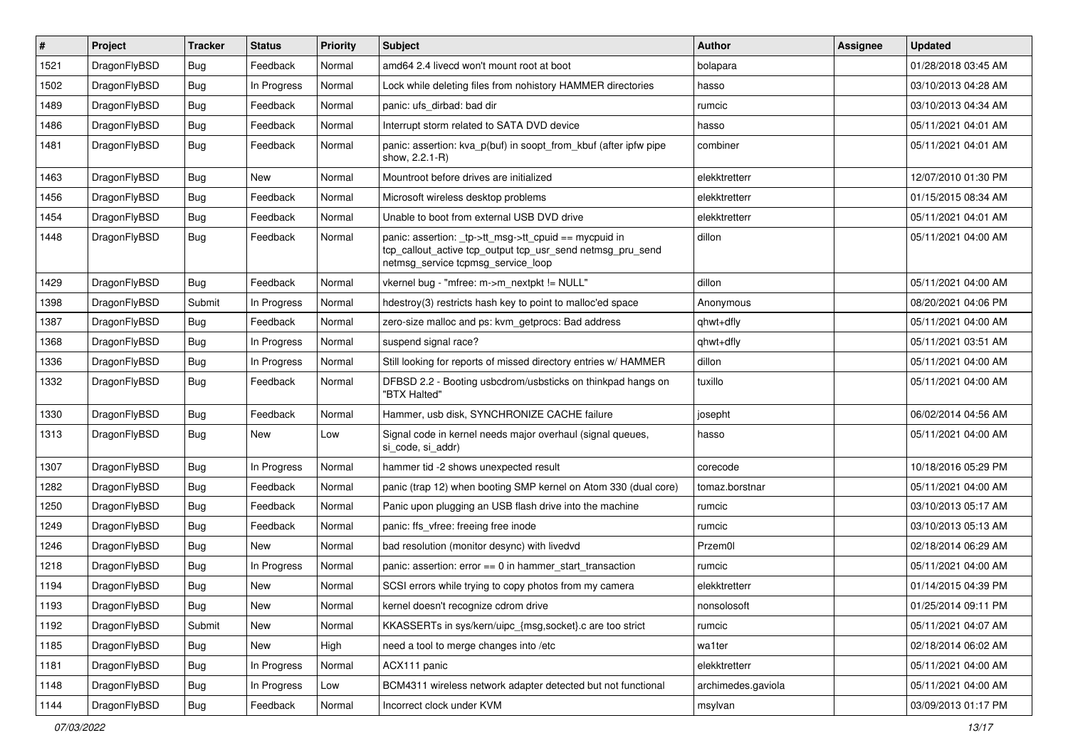| # | Project | Tracker | Status | Priority | Subject | Author | Assignee | Updated |
|---|---|---|---|---|---|---|---|---|
| 1521 | DragonFlyBSD | Bug | Feedback | Normal | amd64 2.4 livecd won't mount root at boot | bolapara | | 01/28/2018 03:45 AM |
| 1502 | DragonFlyBSD | Bug | In Progress | Normal | Lock while deleting files from nohistory HAMMER directories | hasso | | 03/10/2013 04:28 AM |
| 1489 | DragonFlyBSD | Bug | Feedback | Normal | panic: ufs_dirbad: bad dir | rumcic | | 03/10/2013 04:34 AM |
| 1486 | DragonFlyBSD | Bug | Feedback | Normal | Interrupt storm related to SATA DVD device | hasso | | 05/11/2021 04:01 AM |
| 1481 | DragonFlyBSD | Bug | Feedback | Normal | panic: assertion: kva_p(buf) in soopt_from_kbuf (after ipfw pipe show, 2.2.1-R) | combiner | | 05/11/2021 04:01 AM |
| 1463 | DragonFlyBSD | Bug | New | Normal | Mountroot before drives are initialized | elekktretterr | | 12/07/2010 01:30 PM |
| 1456 | DragonFlyBSD | Bug | Feedback | Normal | Microsoft wireless desktop problems | elekktretterr | | 01/15/2015 08:34 AM |
| 1454 | DragonFlyBSD | Bug | Feedback | Normal | Unable to boot from external USB DVD drive | elekktretterr | | 05/11/2021 04:01 AM |
| 1448 | DragonFlyBSD | Bug | Feedback | Normal | panic: assertion: _tp->tt_msg->tt_cpuid == mycpuid in tcp_callout_active tcp_output tcp_usr_send netmsg_pru_send netmsg_service tcpmsg_service_loop | dillon | | 05/11/2021 04:00 AM |
| 1429 | DragonFlyBSD | Bug | Feedback | Normal | vkernel bug - "mfree: m->m_nextpkt != NULL" | dillon | | 05/11/2021 04:00 AM |
| 1398 | DragonFlyBSD | Submit | In Progress | Normal | hdestroy(3) restricts hash key to point to malloc'ed space | Anonymous | | 08/20/2021 04:06 PM |
| 1387 | DragonFlyBSD | Bug | Feedback | Normal | zero-size malloc and ps: kvm_getprocs: Bad address | qhwt+dfly | | 05/11/2021 04:00 AM |
| 1368 | DragonFlyBSD | Bug | In Progress | Normal | suspend signal race? | qhwt+dfly | | 05/11/2021 03:51 AM |
| 1336 | DragonFlyBSD | Bug | In Progress | Normal | Still looking for reports of missed directory entries w/ HAMMER | dillon | | 05/11/2021 04:00 AM |
| 1332 | DragonFlyBSD | Bug | Feedback | Normal | DFBSD 2.2 - Booting usbcdrom/usbsticks on thinkpad hangs on "BTX Halted" | tuxillo | | 05/11/2021 04:00 AM |
| 1330 | DragonFlyBSD | Bug | Feedback | Normal | Hammer, usb disk, SYNCHRONIZE CACHE failure | josepht | | 06/02/2014 04:56 AM |
| 1313 | DragonFlyBSD | Bug | New | Low | Signal code in kernel needs major overhaul (signal queues, si_code, si_addr) | hasso | | 05/11/2021 04:00 AM |
| 1307 | DragonFlyBSD | Bug | In Progress | Normal | hammer tid -2 shows unexpected result | corecode | | 10/18/2016 05:29 PM |
| 1282 | DragonFlyBSD | Bug | Feedback | Normal | panic (trap 12) when booting SMP kernel on Atom 330 (dual core) | tomaz.borstnar | | 05/11/2021 04:00 AM |
| 1250 | DragonFlyBSD | Bug | Feedback | Normal | Panic upon plugging an USB flash drive into the machine | rumcic | | 03/10/2013 05:17 AM |
| 1249 | DragonFlyBSD | Bug | Feedback | Normal | panic: ffs_vfree: freeing free inode | rumcic | | 03/10/2013 05:13 AM |
| 1246 | DragonFlyBSD | Bug | New | Normal | bad resolution (monitor desync) with livedvd | Przem0l | | 02/18/2014 06:29 AM |
| 1218 | DragonFlyBSD | Bug | In Progress | Normal | panic: assertion: error == 0 in hammer_start_transaction | rumcic | | 05/11/2021 04:00 AM |
| 1194 | DragonFlyBSD | Bug | New | Normal | SCSI errors while trying to copy photos from my camera | elekktretterr | | 01/14/2015 04:39 PM |
| 1193 | DragonFlyBSD | Bug | New | Normal | kernel doesn't recognize cdrom drive | nonsolosoft | | 01/25/2014 09:11 PM |
| 1192 | DragonFlyBSD | Submit | New | Normal | KKASSERTs in sys/kern/uipc_{msg,socket}.c are too strict | rumcic | | 05/11/2021 04:07 AM |
| 1185 | DragonFlyBSD | Bug | New | High | need a tool to merge changes into /etc | wa1ter | | 02/18/2014 06:02 AM |
| 1181 | DragonFlyBSD | Bug | In Progress | Normal | ACX111 panic | elekktretterr | | 05/11/2021 04:00 AM |
| 1148 | DragonFlyBSD | Bug | In Progress | Low | BCM4311 wireless network adapter detected but not functional | archimedes.gaviola | | 05/11/2021 04:00 AM |
| 1144 | DragonFlyBSD | Bug | Feedback | Normal | Incorrect clock under KVM | msylvan | | 03/09/2013 01:17 PM |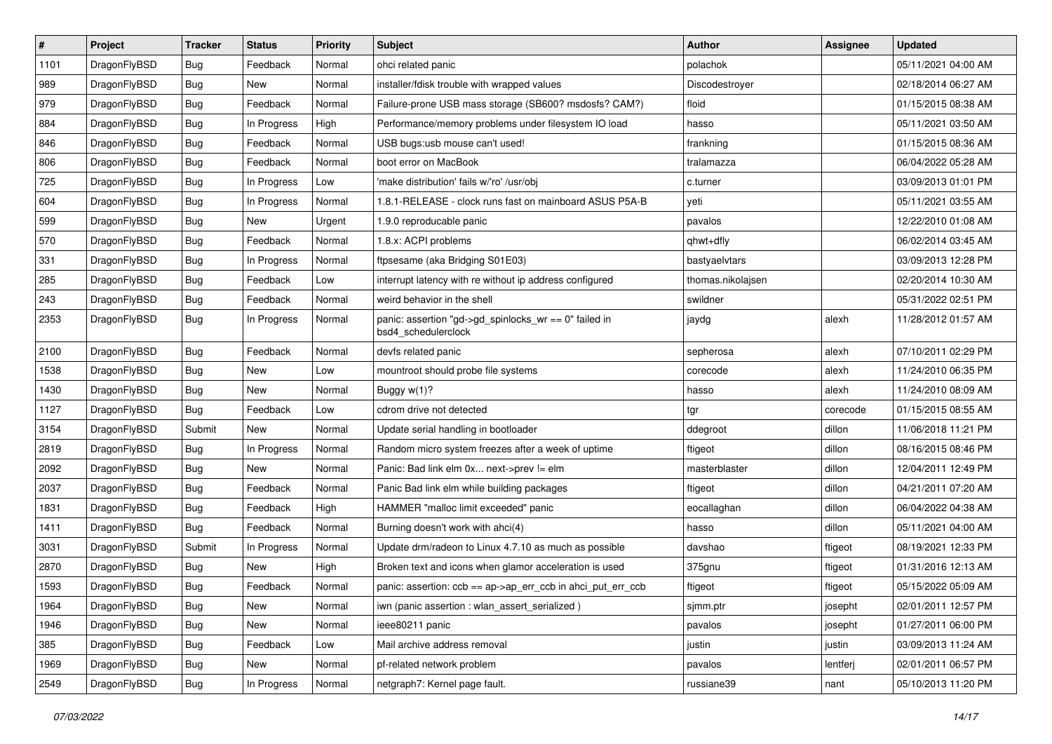| # | Project | Tracker | Status | Priority | Subject | Author | Assignee | Updated |
|---|---|---|---|---|---|---|---|---|
| 1101 | DragonFlyBSD | Bug | Feedback | Normal | ohci related panic | polachok | | 05/11/2021 04:00 AM |
| 989 | DragonFlyBSD | Bug | New | Normal | installer/fdisk trouble with wrapped values | Discodestroyer | | 02/18/2014 06:27 AM |
| 979 | DragonFlyBSD | Bug | Feedback | Normal | Failure-prone USB mass storage (SB600? msdosfs? CAM?) | floid | | 01/15/2015 08:38 AM |
| 884 | DragonFlyBSD | Bug | In Progress | High | Performance/memory problems under filesystem IO load | hasso | | 05/11/2021 03:50 AM |
| 846 | DragonFlyBSD | Bug | Feedback | Normal | USB bugs:usb mouse can't used! | frankning | | 01/15/2015 08:36 AM |
| 806 | DragonFlyBSD | Bug | Feedback | Normal | boot error on MacBook | tralamazza | | 06/04/2022 05:28 AM |
| 725 | DragonFlyBSD | Bug | In Progress | Low | 'make distribution' fails w/'ro' /usr/obj | c.turner | | 03/09/2013 01:01 PM |
| 604 | DragonFlyBSD | Bug | In Progress | Normal | 1.8.1-RELEASE - clock runs fast on mainboard ASUS P5A-B | yeti | | 05/11/2021 03:55 AM |
| 599 | DragonFlyBSD | Bug | New | Urgent | 1.9.0 reproducable panic | pavalos | | 12/22/2010 01:08 AM |
| 570 | DragonFlyBSD | Bug | Feedback | Normal | 1.8.x: ACPI problems | qhwt+dfly | | 06/02/2014 03:45 AM |
| 331 | DragonFlyBSD | Bug | In Progress | Normal | ftpsesame (aka Bridging S01E03) | bastyaelvtars | | 03/09/2013 12:28 PM |
| 285 | DragonFlyBSD | Bug | Feedback | Low | interrupt latency with re without ip address configured | thomas.nikolajsen | | 02/20/2014 10:30 AM |
| 243 | DragonFlyBSD | Bug | Feedback | Normal | weird behavior in the shell | swildner | | 05/31/2022 02:51 PM |
| 2353 | DragonFlyBSD | Bug | In Progress | Normal | panic: assertion "gd->gd_spinlocks_wr == 0" failed in bsd4_schedulerclock | jaydg | alexh | 11/28/2012 01:57 AM |
| 2100 | DragonFlyBSD | Bug | Feedback | Normal | devfs related panic | sepherosa | alexh | 07/10/2011 02:29 PM |
| 1538 | DragonFlyBSD | Bug | New | Low | mountroot should probe file systems | corecode | alexh | 11/24/2010 06:35 PM |
| 1430 | DragonFlyBSD | Bug | New | Normal | Buggy w(1)? | hasso | alexh | 11/24/2010 08:09 AM |
| 1127 | DragonFlyBSD | Bug | Feedback | Low | cdrom drive not detected | tgr | corecode | 01/15/2015 08:55 AM |
| 3154 | DragonFlyBSD | Submit | New | Normal | Update serial handling in bootloader | ddegroot | dillon | 11/06/2018 11:21 PM |
| 2819 | DragonFlyBSD | Bug | In Progress | Normal | Random micro system freezes after a week of uptime | ftigeot | dillon | 08/16/2015 08:46 PM |
| 2092 | DragonFlyBSD | Bug | New | Normal | Panic: Bad link elm 0x... next->prev != elm | masterblaster | dillon | 12/04/2011 12:49 PM |
| 2037 | DragonFlyBSD | Bug | Feedback | Normal | Panic Bad link elm while building packages | ftigeot | dillon | 04/21/2011 07:20 AM |
| 1831 | DragonFlyBSD | Bug | Feedback | High | HAMMER "malloc limit exceeded" panic | eocallaghan | dillon | 06/04/2022 04:38 AM |
| 1411 | DragonFlyBSD | Bug | Feedback | Normal | Burning doesn't work with ahci(4) | hasso | dillon | 05/11/2021 04:00 AM |
| 3031 | DragonFlyBSD | Submit | In Progress | Normal | Update drm/radeon to Linux 4.7.10 as much as possible | davshao | ftigeot | 08/19/2021 12:33 PM |
| 2870 | DragonFlyBSD | Bug | New | High | Broken text and icons when glamor acceleration is used | 375gnu | ftigeot | 01/31/2016 12:13 AM |
| 1593 | DragonFlyBSD | Bug | Feedback | Normal | panic: assertion: ccb == ap->ap_err_ccb in ahci_put_err_ccb | ftigeot | ftigeot | 05/15/2022 05:09 AM |
| 1964 | DragonFlyBSD | Bug | New | Normal | iwn (panic assertion : wlan_assert_serialized ) | sjmm.ptr | josepht | 02/01/2011 12:57 PM |
| 1946 | DragonFlyBSD | Bug | New | Normal | ieee80211 panic | pavalos | josepht | 01/27/2011 06:00 PM |
| 385 | DragonFlyBSD | Bug | Feedback | Low | Mail archive address removal | justin | justin | 03/09/2013 11:24 AM |
| 1969 | DragonFlyBSD | Bug | New | Normal | pf-related network problem | pavalos | lentferj | 02/01/2011 06:57 PM |
| 2549 | DragonFlyBSD | Bug | In Progress | Normal | netgraph7: Kernel page fault. | russiane39 | nant | 05/10/2013 11:20 PM |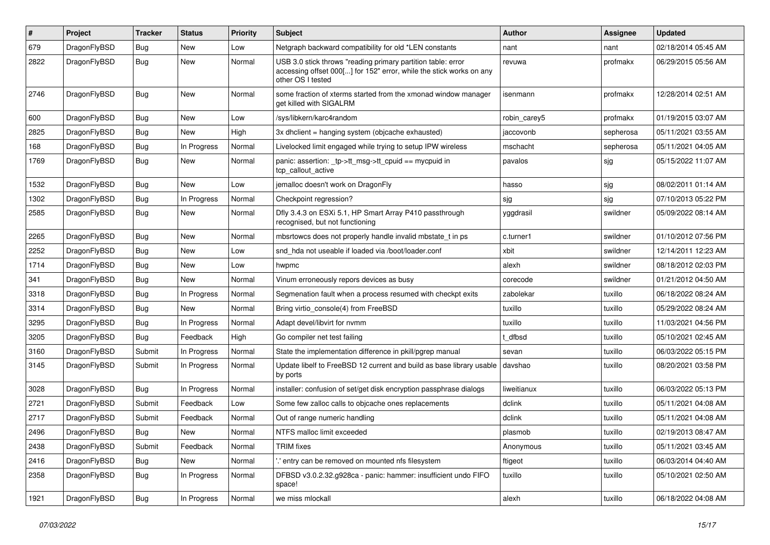| # | Project | Tracker | Status | Priority | Subject | Author | Assignee | Updated |
|---|---|---|---|---|---|---|---|---|
| 679 | DragonFlyBSD | Bug | New | Low | Netgraph backward compatibility for old *LEN constants | nant | nant | 02/18/2014 05:45 AM |
| 2822 | DragonFlyBSD | Bug | New | Normal | USB 3.0 stick throws "reading primary partition table: error accessing offset 000[...] for 152" error, while the stick works on any other OS I tested | revuwa | profmakx | 06/29/2015 05:56 AM |
| 2746 | DragonFlyBSD | Bug | New | Normal | some fraction of xterms started from the xmonad window manager get killed with SIGALRM | isenmann | profmakx | 12/28/2014 02:51 AM |
| 600 | DragonFlyBSD | Bug | New | Low | /sys/libkern/karc4random | robin_carey5 | profmakx | 01/19/2015 03:07 AM |
| 2825 | DragonFlyBSD | Bug | New | High | 3x dhclient = hanging system (objcache exhausted) | jaccovonb | sepherosa | 05/11/2021 03:55 AM |
| 168 | DragonFlyBSD | Bug | In Progress | Normal | Livelocked limit engaged while trying to setup IPW wireless | mschacht | sepherosa | 05/11/2021 04:05 AM |
| 1769 | DragonFlyBSD | Bug | New | Normal | panic: assertion: _tp->tt_msg->tt_cpuid == mycpuid in tcp_callout_active | pavalos | sjg | 05/15/2022 11:07 AM |
| 1532 | DragonFlyBSD | Bug | New | Low | jemalloc doesn't work on DragonFly | hasso | sjg | 08/02/2011 01:14 AM |
| 1302 | DragonFlyBSD | Bug | In Progress | Normal | Checkpoint regression? | sjg | sjg | 07/10/2013 05:22 PM |
| 2585 | DragonFlyBSD | Bug | New | Normal | Dfly 3.4.3 on ESXi 5.1, HP Smart Array P410 passthrough recognised, but not functioning | yggdrasil | swildner | 05/09/2022 08:14 AM |
| 2265 | DragonFlyBSD | Bug | New | Normal | mbsrtowcs does not properly handle invalid mbstate_t in ps | c.turner1 | swildner | 01/10/2012 07:56 PM |
| 2252 | DragonFlyBSD | Bug | New | Low | snd_hda not useable if loaded via /boot/loader.conf | xbit | swildner | 12/14/2011 12:23 AM |
| 1714 | DragonFlyBSD | Bug | New | Low | hwpmc | alexh | swildner | 08/18/2012 02:03 PM |
| 341 | DragonFlyBSD | Bug | New | Normal | Vinum erroneously repors devices as busy | corecode | swildner | 01/21/2012 04:50 AM |
| 3318 | DragonFlyBSD | Bug | In Progress | Normal | Segmenation fault when a process resumed with checkpt exits | zabolekar | tuxillo | 06/18/2022 08:24 AM |
| 3314 | DragonFlyBSD | Bug | New | Normal | Bring virtio_console(4) from FreeBSD | tuxillo | tuxillo | 05/29/2022 08:24 AM |
| 3295 | DragonFlyBSD | Bug | In Progress | Normal | Adapt devel/libvirt for nvmm | tuxillo | tuxillo | 11/03/2021 04:56 PM |
| 3205 | DragonFlyBSD | Bug | Feedback | High | Go compiler net test failing | t_dfbsd | tuxillo | 05/10/2021 02:45 AM |
| 3160 | DragonFlyBSD | Submit | In Progress | Normal | State the implementation difference in pkill/pgrep manual | sevan | tuxillo | 06/03/2022 05:15 PM |
| 3145 | DragonFlyBSD | Submit | In Progress | Normal | Update libelf to FreeBSD 12 current and build as base library usable by ports | davshao | tuxillo | 08/20/2021 03:58 PM |
| 3028 | DragonFlyBSD | Bug | In Progress | Normal | installer: confusion of set/get disk encryption passphrase dialogs | liweitianux | tuxillo | 06/03/2022 05:13 PM |
| 2721 | DragonFlyBSD | Submit | Feedback | Low | Some few zalloc calls to objcache ones replacements | dclink | tuxillo | 05/11/2021 04:08 AM |
| 2717 | DragonFlyBSD | Submit | Feedback | Normal | Out of range numeric handling | dclink | tuxillo | 05/11/2021 04:08 AM |
| 2496 | DragonFlyBSD | Bug | New | Normal | NTFS malloc limit exceeded | plasmob | tuxillo | 02/19/2013 08:47 AM |
| 2438 | DragonFlyBSD | Submit | Feedback | Normal | TRIM fixes | Anonymous | tuxillo | 05/11/2021 03:45 AM |
| 2416 | DragonFlyBSD | Bug | New | Normal | '.' entry can be removed on mounted nfs filesystem | ftigeot | tuxillo | 06/03/2014 04:40 AM |
| 2358 | DragonFlyBSD | Bug | In Progress | Normal | DFBSD v3.0.2.32.g928ca - panic: hammer: insufficient undo FIFO space! | tuxillo | tuxillo | 05/10/2021 02:50 AM |
| 1921 | DragonFlyBSD | Bug | In Progress | Normal | we miss mlockall | alexh | tuxillo | 06/18/2022 04:08 AM |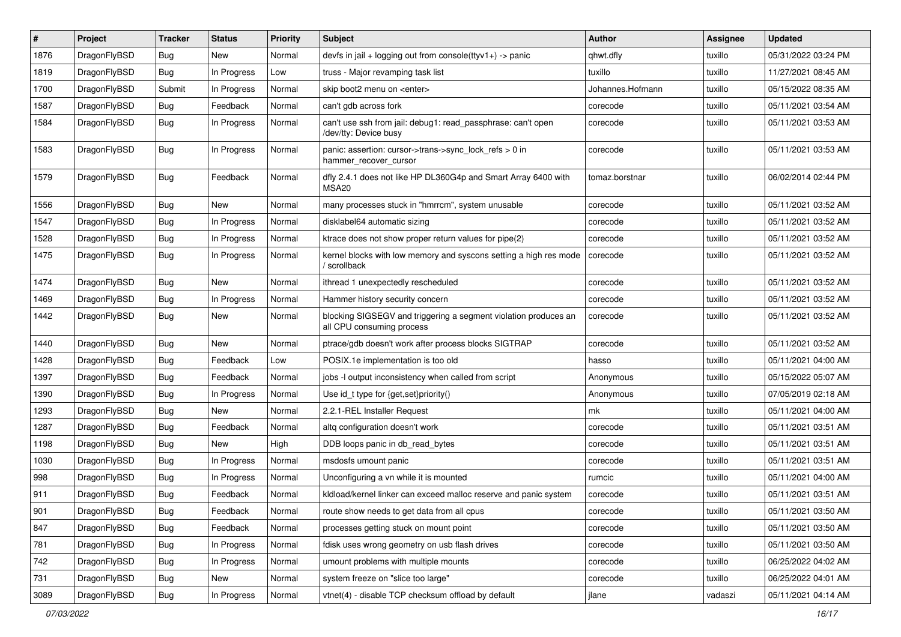| # | Project | Tracker | Status | Priority | Subject | Author | Assignee | Updated |
|---|---|---|---|---|---|---|---|---|
| 1876 | DragonFlyBSD | Bug | New | Normal | devfs in jail + logging out from console(ttyv1+) -> panic | qhwt.dfly | tuxillo | 05/31/2022 03:24 PM |
| 1819 | DragonFlyBSD | Bug | In Progress | Low | truss - Major revamping task list | tuxillo | tuxillo | 11/27/2021 08:45 AM |
| 1700 | DragonFlyBSD | Submit | In Progress | Normal | skip boot2 menu on <enter> | Johannes.Hofmann | tuxillo | 05/15/2022 08:35 AM |
| 1587 | DragonFlyBSD | Bug | Feedback | Normal | can't gdb across fork | corecode | tuxillo | 05/11/2021 03:54 AM |
| 1584 | DragonFlyBSD | Bug | In Progress | Normal | can't use ssh from jail: debug1: read_passphrase: can't open /dev/tty: Device busy | corecode | tuxillo | 05/11/2021 03:53 AM |
| 1583 | DragonFlyBSD | Bug | In Progress | Normal | panic: assertion: cursor->trans->sync_lock_refs > 0 in hammer_recover_cursor | corecode | tuxillo | 05/11/2021 03:53 AM |
| 1579 | DragonFlyBSD | Bug | Feedback | Normal | dfly 2.4.1 does not like HP DL360G4p and Smart Array 6400 with MSA20 | tomaz.borstnar | tuxillo | 06/02/2014 02:44 PM |
| 1556 | DragonFlyBSD | Bug | New | Normal | many processes stuck in "hmrrcm", system unusable | corecode | tuxillo | 05/11/2021 03:52 AM |
| 1547 | DragonFlyBSD | Bug | In Progress | Normal | disklabel64 automatic sizing | corecode | tuxillo | 05/11/2021 03:52 AM |
| 1528 | DragonFlyBSD | Bug | In Progress | Normal | ktrace does not show proper return values for pipe(2) | corecode | tuxillo | 05/11/2021 03:52 AM |
| 1475 | DragonFlyBSD | Bug | In Progress | Normal | kernel blocks with low memory and syscons setting a high res mode / scrollback | corecode | tuxillo | 05/11/2021 03:52 AM |
| 1474 | DragonFlyBSD | Bug | New | Normal | ithread 1 unexpectedly rescheduled | corecode | tuxillo | 05/11/2021 03:52 AM |
| 1469 | DragonFlyBSD | Bug | In Progress | Normal | Hammer history security concern | corecode | tuxillo | 05/11/2021 03:52 AM |
| 1442 | DragonFlyBSD | Bug | New | Normal | blocking SIGSEGV and triggering a segment violation produces an all CPU consuming process | corecode | tuxillo | 05/11/2021 03:52 AM |
| 1440 | DragonFlyBSD | Bug | New | Normal | ptrace/gdb doesn't work after process blocks SIGTRAP | corecode | tuxillo | 05/11/2021 03:52 AM |
| 1428 | DragonFlyBSD | Bug | Feedback | Low | POSIX.1e implementation is too old | hasso | tuxillo | 05/11/2021 04:00 AM |
| 1397 | DragonFlyBSD | Bug | Feedback | Normal | jobs -l output inconsistency when called from script | Anonymous | tuxillo | 05/15/2022 05:07 AM |
| 1390 | DragonFlyBSD | Bug | In Progress | Normal | Use id_t type for {get,set}priority() | Anonymous | tuxillo | 07/05/2019 02:18 AM |
| 1293 | DragonFlyBSD | Bug | New | Normal | 2.2.1-REL Installer Request | mk | tuxillo | 05/11/2021 04:00 AM |
| 1287 | DragonFlyBSD | Bug | Feedback | Normal | altq configuration doesn't work | corecode | tuxillo | 05/11/2021 03:51 AM |
| 1198 | DragonFlyBSD | Bug | New | High | DDB loops panic in db_read_bytes | corecode | tuxillo | 05/11/2021 03:51 AM |
| 1030 | DragonFlyBSD | Bug | In Progress | Normal | msdosfs umount panic | corecode | tuxillo | 05/11/2021 03:51 AM |
| 998 | DragonFlyBSD | Bug | In Progress | Normal | Unconfiguring a vn while it is mounted | rumcic | tuxillo | 05/11/2021 04:00 AM |
| 911 | DragonFlyBSD | Bug | Feedback | Normal | kldload/kernel linker can exceed malloc reserve and panic system | corecode | tuxillo | 05/11/2021 03:51 AM |
| 901 | DragonFlyBSD | Bug | Feedback | Normal | route show needs to get data from all cpus | corecode | tuxillo | 05/11/2021 03:50 AM |
| 847 | DragonFlyBSD | Bug | Feedback | Normal | processes getting stuck on mount point | corecode | tuxillo | 05/11/2021 03:50 AM |
| 781 | DragonFlyBSD | Bug | In Progress | Normal | fdisk uses wrong geometry on usb flash drives | corecode | tuxillo | 05/11/2021 03:50 AM |
| 742 | DragonFlyBSD | Bug | In Progress | Normal | umount problems with multiple mounts | corecode | tuxillo | 06/25/2022 04:02 AM |
| 731 | DragonFlyBSD | Bug | New | Normal | system freeze on "slice too large" | corecode | tuxillo | 06/25/2022 04:01 AM |
| 3089 | DragonFlyBSD | Bug | In Progress | Normal | vtnet(4) - disable TCP checksum offload by default | jlane | vadaszi | 05/11/2021 04:14 AM |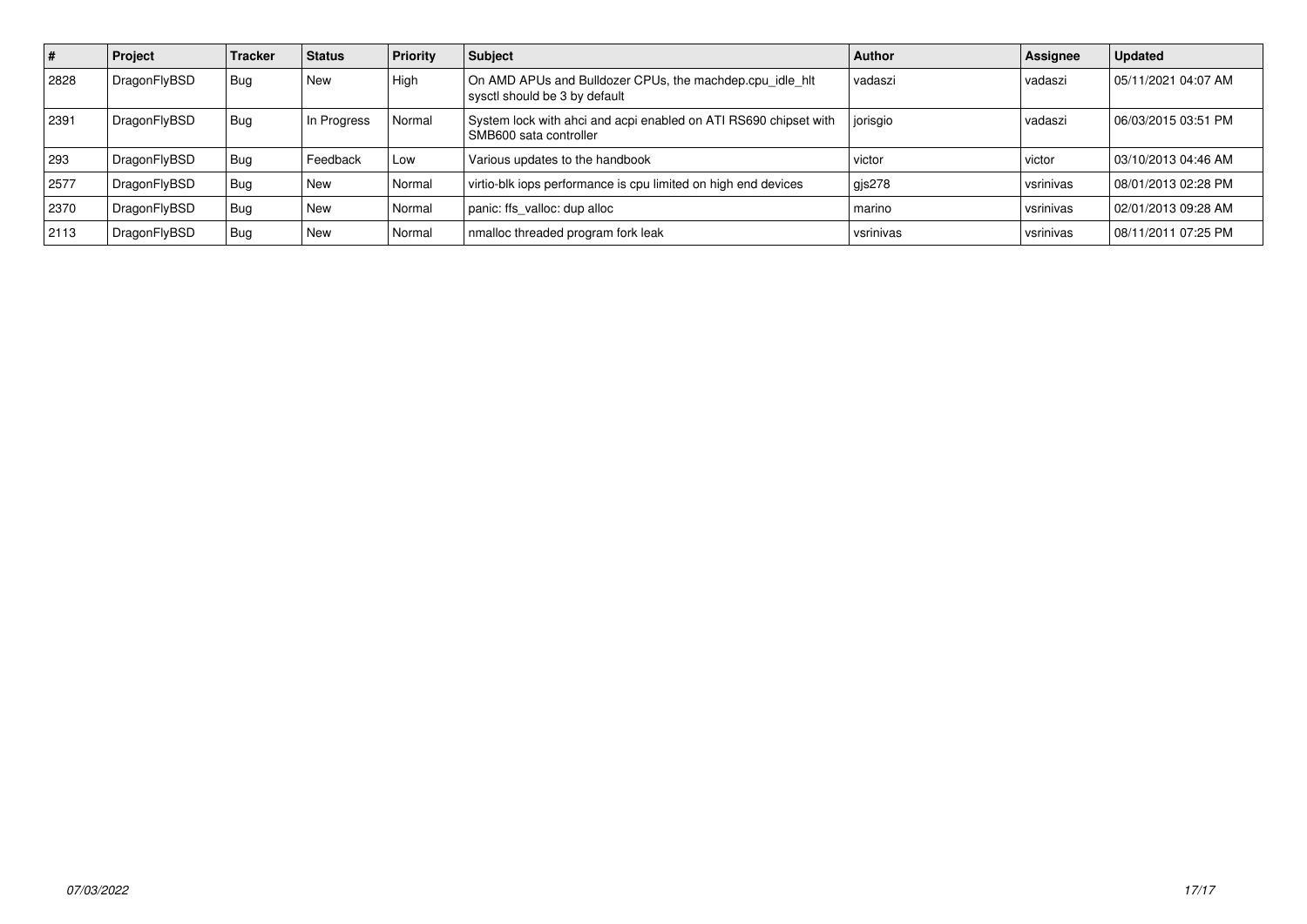| # | Project | Tracker | Status | Priority | Subject | Author | Assignee | Updated |
|---|---|---|---|---|---|---|---|---|
| 2828 | DragonFlyBSD | Bug | New | High | On AMD APUs and Bulldozer CPUs, the machdep.cpu_idle_hlt sysctl should be 3 by default | vadaszi | vadaszi | 05/11/2021 04:07 AM |
| 2391 | DragonFlyBSD | Bug | In Progress | Normal | System lock with ahci and acpi enabled on ATI RS690 chipset with SMB600 sata controller | jorisgio | vadaszi | 06/03/2015 03:51 PM |
| 293 | DragonFlyBSD | Bug | Feedback | Low | Various updates to the handbook | victor | victor | 03/10/2013 04:46 AM |
| 2577 | DragonFlyBSD | Bug | New | Normal | virtio-blk iops performance is cpu limited on high end devices | gjs278 | vsrinivas | 08/01/2013 02:28 PM |
| 2370 | DragonFlyBSD | Bug | New | Normal | panic: ffs_valloc: dup alloc | marino | vsrinivas | 02/01/2013 09:28 AM |
| 2113 | DragonFlyBSD | Bug | New | Normal | nmalloc threaded program fork leak | vsrinivas | vsrinivas | 08/11/2011 07:25 PM |